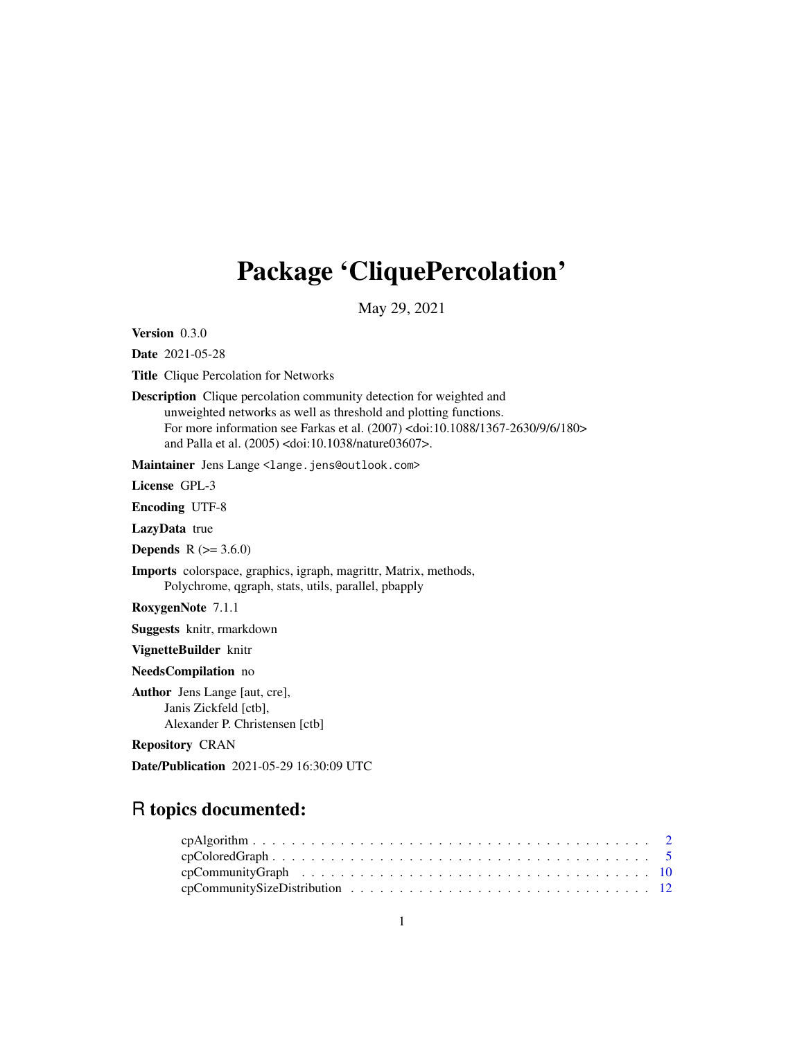# Package 'CliquePercolation'

May 29, 2021

**Version** 0.3.0

**Date** 2021-05-28

**Title** Clique Percolation for Networks

**Description** Clique percolation community detection for weighted and unweighted networks as well as threshold and plotting functions. For more information see Farkas et al. (2007) <doi:10.1088/1367-2630/9/6/180> and Palla et al. (2005) <doi:10.1038/nature03607>.

**Maintainer** Jens Lange <lange.jens@outlook.com>

**License** GPL-3

**Encoding** UTF-8

**LazyData** true

**Depends** R (>= 3.6.0)

**Imports** colorspace, graphics, igraph, magrittr, Matrix, methods, Polychrome, qgraph, stats, utils, parallel, pbapply

**RoxygenNote** 7.1.1

**Suggests** knitr, rmarkdown

**VignetteBuilder** knitr

**NeedsCompilation** no

**Author** Jens Lange [aut, cre], Janis Zickfeld [ctb], Alexander P. Christensen [ctb]

**Repository** CRAN

**Date/Publication** 2021-05-29 16:30:09 UTC

## R topics documented:

- cpAlgorithm . . . . . . . . . . . . . . . . . . . . . . . . . . . . . . . . . . . . . . . . . 2
- cpColoredGraph . . . . . . . . . . . . . . . . . . . . . . . . . . . . . . . . . . . . . . . 5
- cpCommunityGraph . . . . . . . . . . . . . . . . . . . . . . . . . . . . . . . . . . . . . 10
- cpCommunitySizeDistribution . . . . . . . . . . . . . . . . . . . . . . . . . . . . . . . . 12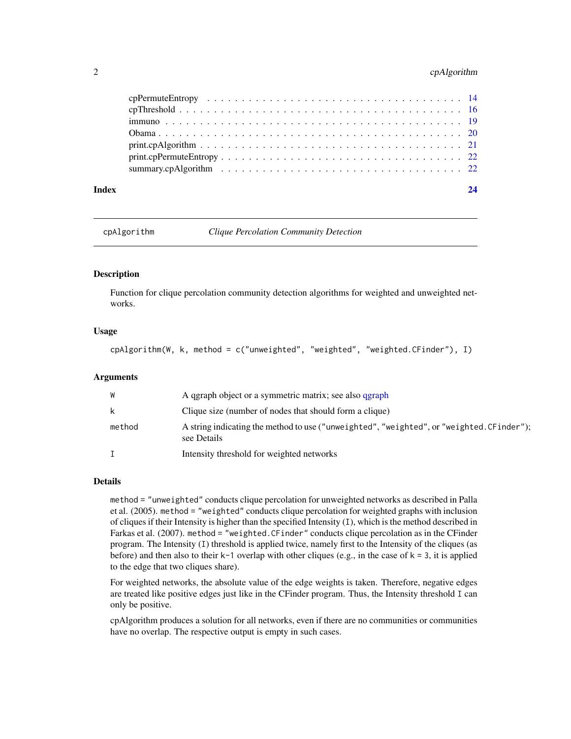cpPermuteEntropy . . . . . . . . . . . . . . . . . . . . . . . . . . . . . . . . . . 14
cpThreshold . . . . . . . . . . . . . . . . . . . . . . . . . . . . . . . . . . . . 16
immuno . . . . . . . . . . . . . . . . . . . . . . . . . . . . . . . . . . . . . . 19
Obama . . . . . . . . . . . . . . . . . . . . . . . . . . . . . . . . . . . . . . . 20
print.cpAlgorithm . . . . . . . . . . . . . . . . . . . . . . . . . . . . . . . . . 21
print.cpPermuteEntropy . . . . . . . . . . . . . . . . . . . . . . . . . . . . . . 22
summary.cpAlgorithm . . . . . . . . . . . . . . . . . . . . . . . . . . . . . . . . 22

**Index** **24**

---

`cpAlgorithm` *Clique Percolation Community Detection*

---

### Description

Function for clique percolation community detection algorithms for weighted and unweighted networks.

### Usage

```
cpAlgorithm(W, k, method = c("unweighted", "weighted", "weighted.CFinder"), I)
```

### Arguments

| | |
|---|---|
| `W` | A qgraph object or a symmetric matrix; see also qgraph |
| `k` | Clique size (number of nodes that should form a clique) |
| `method` | A string indicating the method to use (`"unweighted"`, `"weighted"`, or `"weighted.CFinder"`); see Details |
| `I` | Intensity threshold for weighted networks |

### Details

`method = "unweighted"` conducts clique percolation for unweighted networks as described in Palla et al. (2005). `method = "weighted"` conducts clique percolation for weighted graphs with inclusion of cliques if their Intensity is higher than the specified Intensity (`I`), which is the method described in Farkas et al. (2007). `method = "weighted.CFinder"` conducts clique percolation as in the CFinder program. The Intensity (`I`) threshold is applied twice, namely first to the Intensity of the cliques (as before) and then also to their `k-1` overlap with other cliques (e.g., in the case of `k = 3`, it is applied to the edge that two cliques share).

For weighted networks, the absolute value of the edge weights is taken. Therefore, negative edges are treated like positive edges just like in the CFinder program. Thus, the Intensity threshold `I` can only be positive.

cpAlgorithm produces a solution for all networks, even if there are no communities or communities have no overlap. The respective output is empty in such cases.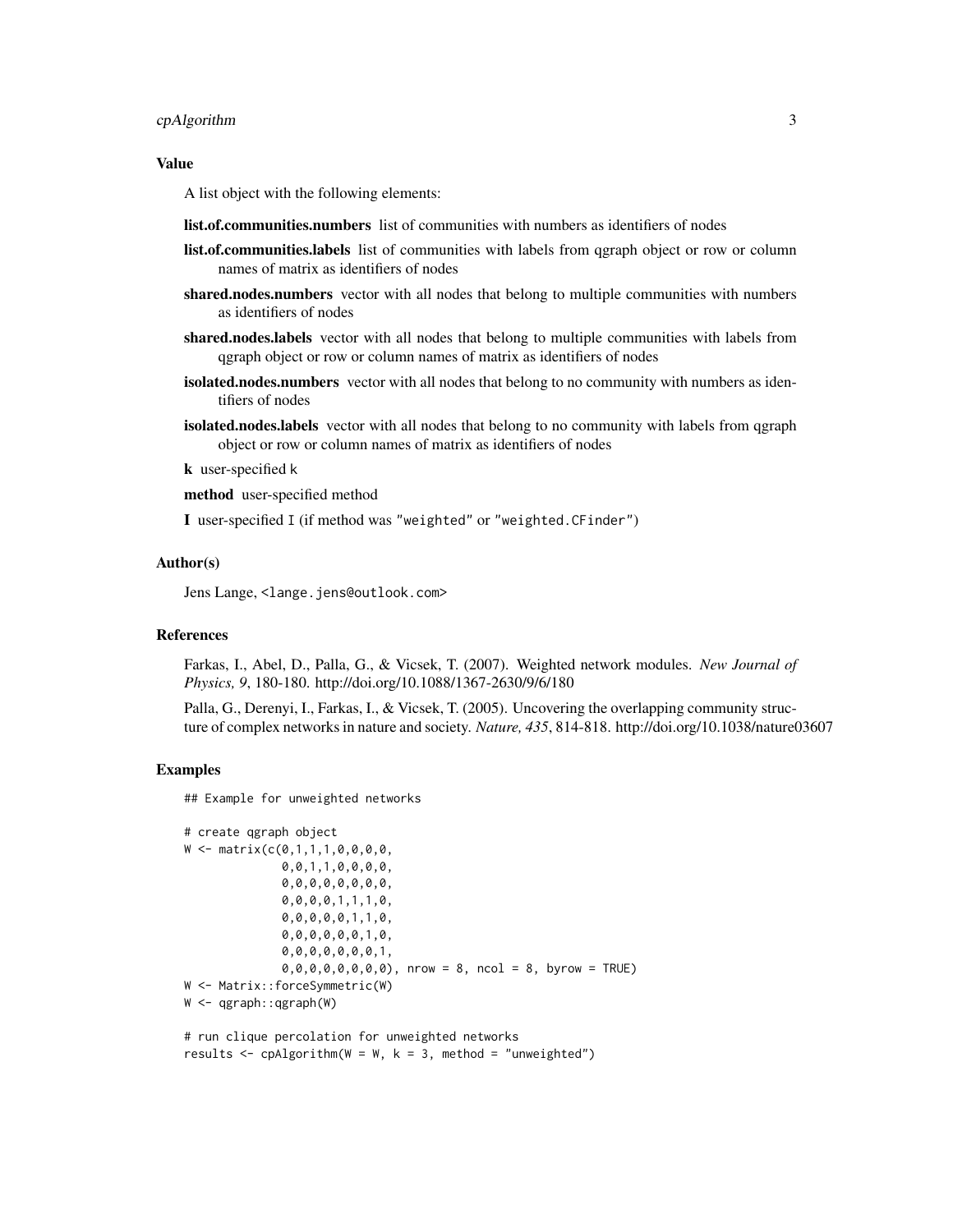## Value

A list object with the following elements:

**list.of.communities.numbers** list of communities with numbers as identifiers of nodes

**list.of.communities.labels** list of communities with labels from qgraph object or row or column names of matrix as identifiers of nodes

**shared.nodes.numbers** vector with all nodes that belong to multiple communities with numbers as identifiers of nodes

**shared.nodes.labels** vector with all nodes that belong to multiple communities with labels from qgraph object or row or column names of matrix as identifiers of nodes

**isolated.nodes.numbers** vector with all nodes that belong to no community with numbers as identifiers of nodes

**isolated.nodes.labels** vector with all nodes that belong to no community with labels from qgraph object or row or column names of matrix as identifiers of nodes

**k** user-specified `k`

**method** user-specified method

**I** user-specified `I` (if method was `"weighted"` or `"weighted.CFinder"`)

## Author(s)

Jens Lange, `<lange.jens@outlook.com>`

## References

Farkas, I., Abel, D., Palla, G., & Vicsek, T. (2007). Weighted network modules. *New Journal of Physics, 9*, 180-180. http://doi.org/10.1088/1367-2630/9/6/180

Palla, G., Derenyi, I., Farkas, I., & Vicsek, T. (2005). Uncovering the overlapping community structure of complex networks in nature and society. *Nature, 435*, 814-818. http://doi.org/10.1038/nature03607

## Examples

```
## Example for unweighted networks

# create qgraph object
W <- matrix(c(0,1,1,1,0,0,0,0,
              0,0,1,1,0,0,0,0,
              0,0,0,0,0,0,0,0,
              0,0,0,0,1,1,1,0,
              0,0,0,0,0,1,1,0,
              0,0,0,0,0,0,1,0,
              0,0,0,0,0,0,0,1,
              0,0,0,0,0,0,0,0), nrow = 8, ncol = 8, byrow = TRUE)
W <- Matrix::forceSymmetric(W)
W <- qgraph::qgraph(W)

# run clique percolation for unweighted networks
results <- cpAlgorithm(W = W, k = 3, method = "unweighted")
```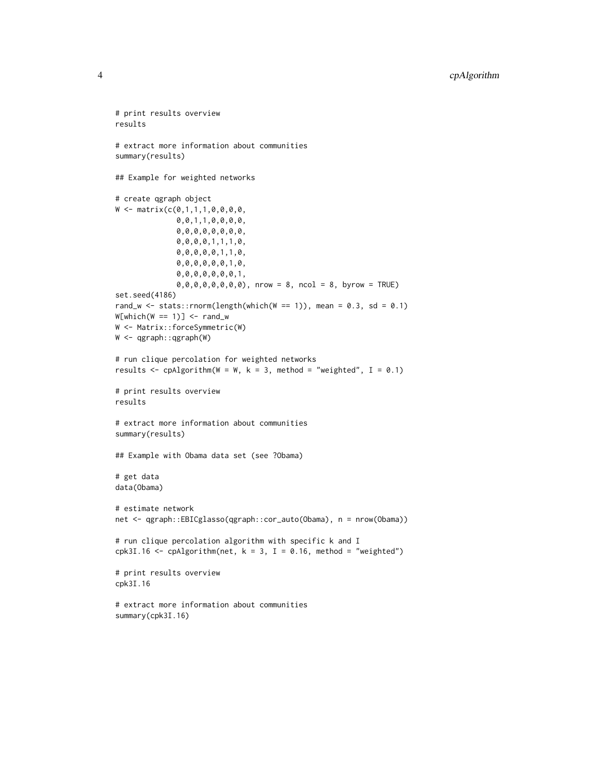```
# print results overview
results

# extract more information about communities
summary(results)

## Example for weighted networks

# create qgraph object
W <- matrix(c(0,1,1,1,0,0,0,0,
              0,0,1,1,0,0,0,0,
              0,0,0,0,0,0,0,0,
              0,0,0,0,1,1,1,0,
              0,0,0,0,0,1,1,0,
              0,0,0,0,0,0,1,0,
              0,0,0,0,0,0,0,1,
              0,0,0,0,0,0,0,0), nrow = 8, ncol = 8, byrow = TRUE)
set.seed(4186)
rand_w <- stats::rnorm(length(which(W == 1)), mean = 0.3, sd = 0.1)
W[which(W == 1)] <- rand_w
W <- Matrix::forceSymmetric(W)
W <- qgraph::qgraph(W)

# run clique percolation for weighted networks
results <- cpAlgorithm(W = W, k = 3, method = "weighted", I = 0.1)

# print results overview
results

# extract more information about communities
summary(results)

## Example with Obama data set (see ?Obama)

# get data
data(Obama)

# estimate network
net <- qgraph::EBICglasso(qgraph::cor_auto(Obama), n = nrow(Obama))

# run clique percolation algorithm with specific k and I
cpk3I.16 <- cpAlgorithm(net, k = 3, I = 0.16, method = "weighted")

# print results overview
cpk3I.16

# extract more information about communities
summary(cpk3I.16)
```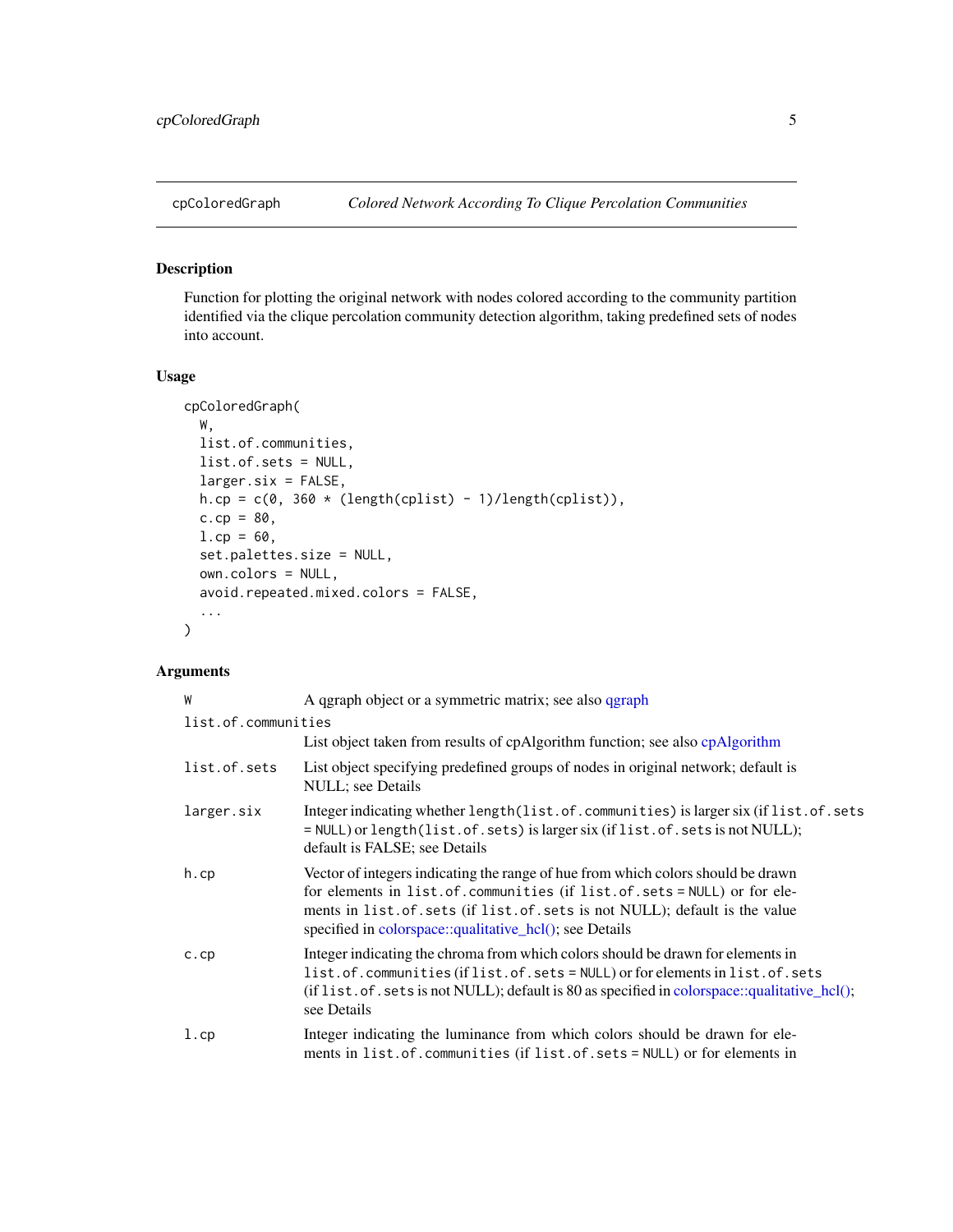## cpColoredGraph *Colored Network According To Clique Percolation Communities*

### Description

Function for plotting the original network with nodes colored according to the community partition identified via the clique percolation community detection algorithm, taking predefined sets of nodes into account.

### Usage

```
cpColoredGraph(
  W,
  list.of.communities,
  list.of.sets = NULL,
  larger.six = FALSE,
  h.cp = c(0, 360 * (length(cplist) - 1)/length(cplist)),
  c.cp = 80,
  l.cp = 60,
  set.palettes.size = NULL,
  own.colors = NULL,
  avoid.repeated.mixed.colors = FALSE,
  ...
)
```

### Arguments

| | |
|---|---|
| `W` | A qgraph object or a symmetric matrix; see also qgraph |
| `list.of.communities` | List object taken from results of cpAlgorithm function; see also cpAlgorithm |
| `list.of.sets` | List object specifying predefined groups of nodes in original network; default is NULL; see Details |
| `larger.six` | Integer indicating whether `length(list.of.communities)` is larger six (if `list.of.sets = NULL`) or `length(list.of.sets)` is larger six (if `list.of.sets` is not NULL); default is FALSE; see Details |
| `h.cp` | Vector of integers indicating the range of hue from which colors should be drawn for elements in `list.of.communities` (if `list.of.sets = NULL`) or for elements in `list.of.sets` (if `list.of.sets` is not NULL); default is the value specified in colorspace::qualitative_hcl(); see Details |
| `c.cp` | Integer indicating the chroma from which colors should be drawn for elements in `list.of.communities` (if `list.of.sets = NULL`) or for elements in `list.of.sets` (if `list.of.sets` is not NULL); default is 80 as specified in colorspace::qualitative_hcl(); see Details |
| `l.cp` | Integer indicating the luminance from which colors should be drawn for elements in `list.of.communities` (if `list.of.sets = NULL`) or for elements in |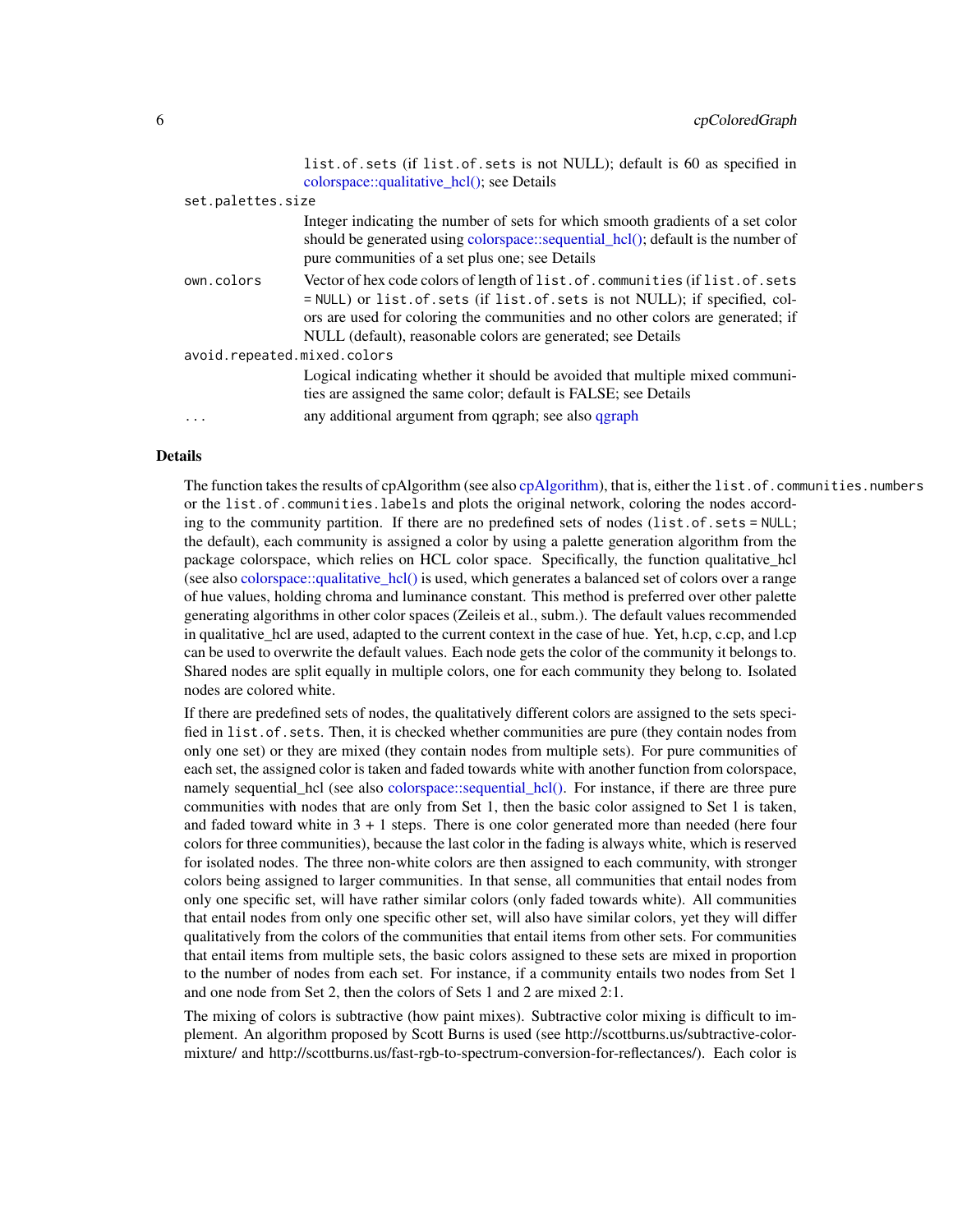list.of.sets (if list.of.sets is not NULL); default is 60 as specified in colorspace::qualitative_hcl(); see Details

set.palettes.size
: Integer indicating the number of sets for which smooth gradients of a set color should be generated using colorspace::sequential_hcl(); default is the number of pure communities of a set plus one; see Details

own.colors
: Vector of hex code colors of length of list.of.communities (if list.of.sets = NULL) or list.of.sets (if list.of.sets is not NULL); if specified, colors are used for coloring the communities and no other colors are generated; if NULL (default), reasonable colors are generated; see Details

avoid.repeated.mixed.colors
: Logical indicating whether it should be avoided that multiple mixed communities are assigned the same color; default is FALSE; see Details

...
: any additional argument from qgraph; see also qgraph

## Details

The function takes the results of cpAlgorithm (see also cpAlgorithm), that is, either the list.of.communities.numbers or the list.of.communities.labels and plots the original network, coloring the nodes according to the community partition. If there are no predefined sets of nodes (list.of.sets = NULL; the default), each community is assigned a color by using a palette generation algorithm from the package colorspace, which relies on HCL color space. Specifically, the function qualitative_hcl (see also colorspace::qualitative_hcl() is used, which generates a balanced set of colors over a range of hue values, holding chroma and luminance constant. This method is preferred over other palette generating algorithms in other color spaces (Zeileis et al., subm.). The default values recommended in qualitative_hcl are used, adapted to the current context in the case of hue. Yet, h.cp, c.cp, and l.cp can be used to overwrite the default values. Each node gets the color of the community it belongs to. Shared nodes are split equally in multiple colors, one for each community they belong to. Isolated nodes are colored white.

If there are predefined sets of nodes, the qualitatively different colors are assigned to the sets specified in list.of.sets. Then, it is checked whether communities are pure (they contain nodes from only one set) or they are mixed (they contain nodes from multiple sets). For pure communities of each set, the assigned color is taken and faded towards white with another function from colorspace, namely sequential_hcl (see also colorspace::sequential_hcl(). For instance, if there are three pure communities with nodes that are only from Set 1, then the basic color assigned to Set 1 is taken, and faded toward white in 3 + 1 steps. There is one color generated more than needed (here four colors for three communities), because the last color in the fading is always white, which is reserved for isolated nodes. The three non-white colors are then assigned to each community, with stronger colors being assigned to larger communities. In that sense, all communities that entail nodes from only one specific set, will have rather similar colors (only faded towards white). All communities that entail nodes from only one specific other set, will also have similar colors, yet they will differ qualitatively from the colors of the communities that entail items from other sets. For communities that entail items from multiple sets, the basic colors assigned to these sets are mixed in proportion to the number of nodes from each set. For instance, if a community entails two nodes from Set 1 and one node from Set 2, then the colors of Sets 1 and 2 are mixed 2:1.

The mixing of colors is subtractive (how paint mixes). Subtractive color mixing is difficult to implement. An algorithm proposed by Scott Burns is used (see http://scottburns.us/subtractive-color-mixture/ and http://scottburns.us/fast-rgb-to-spectrum-conversion-for-reflectances/). Each color is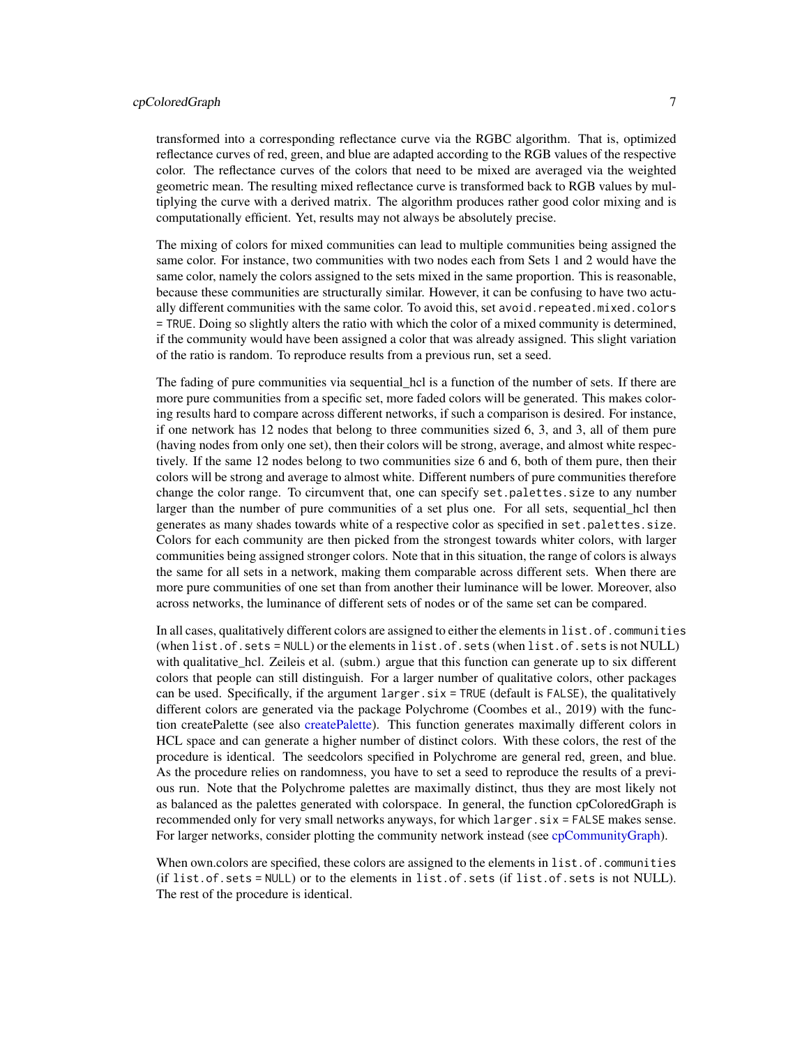transformed into a corresponding reflectance curve via the RGBC algorithm. That is, optimized reflectance curves of red, green, and blue are adapted according to the RGB values of the respective color. The reflectance curves of the colors that need to be mixed are averaged via the weighted geometric mean. The resulting mixed reflectance curve is transformed back to RGB values by multiplying the curve with a derived matrix. The algorithm produces rather good color mixing and is computationally efficient. Yet, results may not always be absolutely precise.

The mixing of colors for mixed communities can lead to multiple communities being assigned the same color. For instance, two communities with two nodes each from Sets 1 and 2 would have the same color, namely the colors assigned to the sets mixed in the same proportion. This is reasonable, because these communities are structurally similar. However, it can be confusing to have two actually different communities with the same color. To avoid this, set `avoid.repeated.mixed.colors = TRUE`. Doing so slightly alters the ratio with which the color of a mixed community is determined, if the community would have been assigned a color that was already assigned. This slight variation of the ratio is random. To reproduce results from a previous run, set a seed.

The fading of pure communities via sequential_hcl is a function of the number of sets. If there are more pure communities from a specific set, more faded colors will be generated. This makes coloring results hard to compare across different networks, if such a comparison is desired. For instance, if one network has 12 nodes that belong to three communities sized 6, 3, and 3, all of them pure (having nodes from only one set), then their colors will be strong, average, and almost white respectively. If the same 12 nodes belong to two communities size 6 and 6, both of them pure, then their colors will be strong and average to almost white. Different numbers of pure communities therefore change the color range. To circumvent that, one can specify `set.palettes.size` to any number larger than the number of pure communities of a set plus one. For all sets, sequential_hcl then generates as many shades towards white of a respective color as specified in `set.palettes.size`. Colors for each community are then picked from the strongest towards whiter colors, with larger communities being assigned stronger colors. Note that in this situation, the range of colors is always the same for all sets in a network, making them comparable across different sets. When there are more pure communities of one set than from another their luminance will be lower. Moreover, also across networks, the luminance of different sets of nodes or of the same set can be compared.

In all cases, qualitatively different colors are assigned to either the elements in `list.of.communities` (when `list.of.sets = NULL`) or the elements in `list.of.sets` (when `list.of.sets` is not NULL) with qualitative_hcl. Zeileis et al. (subm.) argue that this function can generate up to six different colors that people can still distinguish. For a larger number of qualitative colors, other packages can be used. Specifically, if the argument `larger.six = TRUE` (default is `FALSE`), the qualitatively different colors are generated via the package Polychrome (Coombes et al., 2019) with the function createPalette (see also createPalette). This function generates maximally different colors in HCL space and can generate a higher number of distinct colors. With these colors, the rest of the procedure is identical. The seedcolors specified in Polychrome are general red, green, and blue. As the procedure relies on randomness, you have to set a seed to reproduce the results of a previous run. Note that the Polychrome palettes are maximally distinct, thus they are most likely not as balanced as the palettes generated with colorspace. In general, the function cpColoredGraph is recommended only for very small networks anyways, for which `larger.six = FALSE` makes sense. For larger networks, consider plotting the community network instead (see cpCommunityGraph).

When own.colors are specified, these colors are assigned to the elements in `list.of.communities` (if `list.of.sets = NULL`) or to the elements in `list.of.sets` (if `list.of.sets` is not NULL). The rest of the procedure is identical.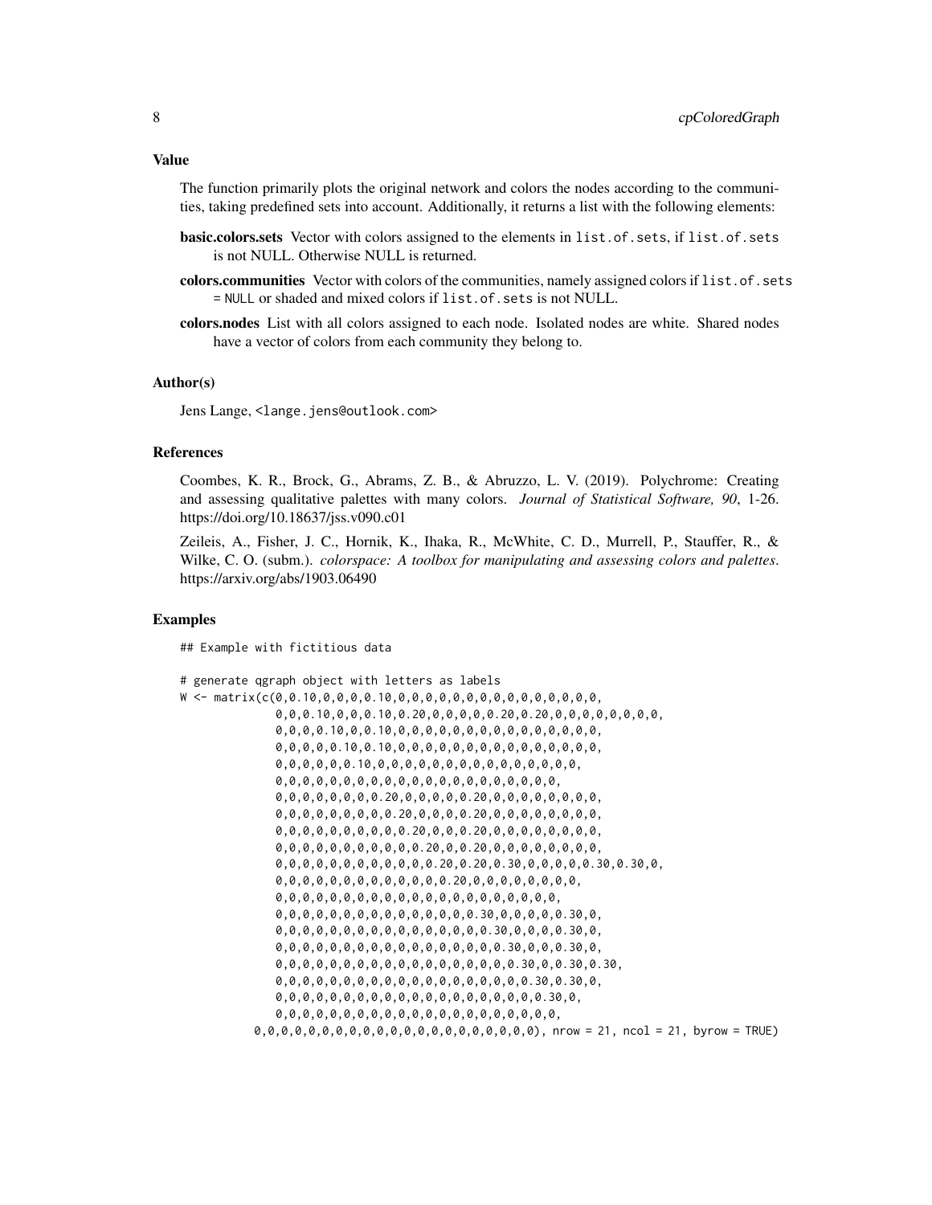### Value

The function primarily plots the original network and colors the nodes according to the communities, taking predefined sets into account. Additionally, it returns a list with the following elements:

**basic.colors.sets** Vector with colors assigned to the elements in `list.of.sets`, if `list.of.sets` is not NULL. Otherwise NULL is returned.

**colors.communities** Vector with colors of the communities, namely assigned colors if `list.of.sets = NULL` or shaded and mixed colors if `list.of.sets` is not NULL.

**colors.nodes** List with all colors assigned to each node. Isolated nodes are white. Shared nodes have a vector of colors from each community they belong to.

### Author(s)

Jens Lange, <lange.jens@outlook.com>

### References

Coombes, K. R., Brock, G., Abrams, Z. B., & Abruzzo, L. V. (2019). Polychrome: Creating and assessing qualitative palettes with many colors. *Journal of Statistical Software, 90*, 1-26. https://doi.org/10.18637/jss.v090.c01

Zeileis, A., Fisher, J. C., Hornik, K., Ihaka, R., McWhite, C. D., Murrell, P., Stauffer, R., & Wilke, C. O. (subm.). *colorspace: A toolbox for manipulating and assessing colors and palettes*. https://arxiv.org/abs/1903.06490

### Examples

```
## Example with fictitious data

# generate qgraph object with letters as labels
W <- matrix(c(0,0.10,0,0,0,0.10,0,0,0,0,0,0,0,0,0,0,0,0,0,0,0,
              0,0,0.10,0,0,0,0.10,0.20,0,0,0,0,0,0.20,0.20,0,0,0,0,0,0,0,0,
              0,0,0,0.10,0,0,0.10,0,0,0,0,0,0,0,0,0,0,0,0,0,0,
              0,0,0,0,0.10,0.10,0,0,0,0,0,0,0,0,0,0,0,0,0,0,0,
              0,0,0,0,0,0.10,0,0,0,0,0,0,0,0,0,0,0,0,0,0,0,
              0,0,0,0,0,0,0,0,0,0,0,0,0,0,0,0,0,0,0,0,0,
              0,0,0,0,0,0,0,0.20,0,0,0,0,0,0.20,0,0,0,0,0,0,0,0,
              0,0,0,0,0,0,0,0,0.20,0,0,0,0,0.20,0,0,0,0,0,0,0,0,
              0,0,0,0,0,0,0,0,0,0.20,0,0,0,0.20,0,0,0,0,0,0,0,0,
              0,0,0,0,0,0,0,0,0,0,0.20,0,0,0.20,0,0,0,0,0,0,0,0,
              0,0,0,0,0,0,0,0,0,0,0,0,0.20,0.20,0.30,0,0,0,0,0.30,0.30,0,
              0,0,0,0,0,0,0,0,0,0,0,0,0,0.20,0,0,0,0,0,0,0,0,
              0,0,0,0,0,0,0,0,0,0,0,0,0,0,0,0,0,0,0,0,0,
              0,0,0,0,0,0,0,0,0,0,0,0,0,0,0,0.30,0,0,0,0,0.30,0,
              0,0,0,0,0,0,0,0,0,0,0,0,0,0,0,0,0.30,0,0,0,0.30,0,
              0,0,0,0,0,0,0,0,0,0,0,0,0,0,0,0,0,0.30,0,0,0.30,0,
              0,0,0,0,0,0,0,0,0,0,0,0,0,0,0,0,0,0,0.30,0,0.30,0.30,
              0,0,0,0,0,0,0,0,0,0,0,0,0,0,0,0,0,0,0,0.30,0.30,0,
              0,0,0,0,0,0,0,0,0,0,0,0,0,0,0,0,0,0,0,0.30,0,
              0,0,0,0,0,0,0,0,0,0,0,0,0,0,0,0,0,0,0,0,0,
            0,0,0,0,0,0,0,0,0,0,0,0,0,0,0,0,0,0,0,0,0), nrow = 21, ncol = 21, byrow = TRUE)
```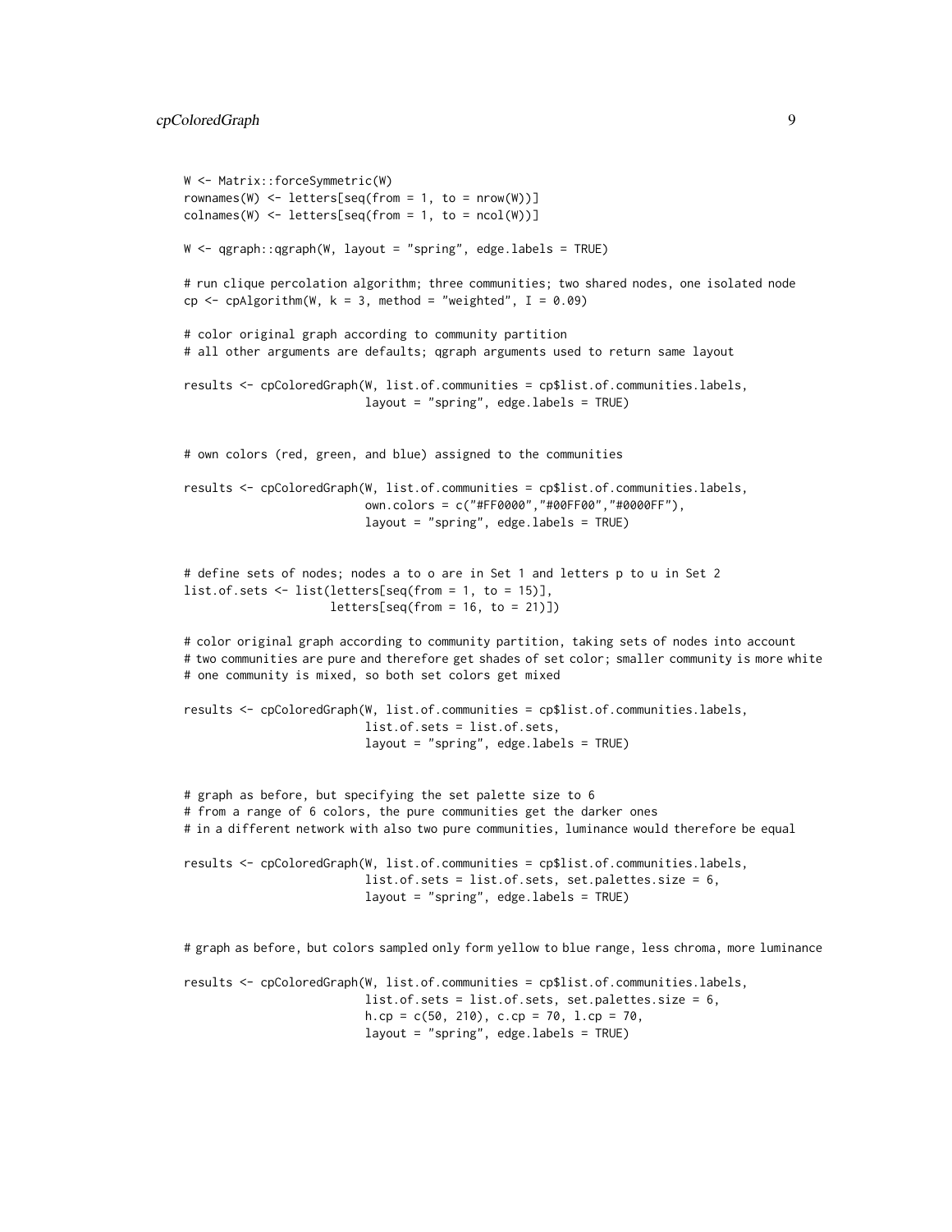```
W <- Matrix::forceSymmetric(W)
rownames(W) <- letters[seq(from = 1, to = nrow(W))]
colnames(W) <- letters[seq(from = 1, to = ncol(W))]

W <- qgraph::qgraph(W, layout = "spring", edge.labels = TRUE)

# run clique percolation algorithm; three communities; two shared nodes, one isolated node
cp <- cpAlgorithm(W, k = 3, method = "weighted", I = 0.09)

# color original graph according to community partition
# all other arguments are defaults; qgraph arguments used to return same layout

results <- cpColoredGraph(W, list.of.communities = cp$list.of.communities.labels,
                          layout = "spring", edge.labels = TRUE)


# own colors (red, green, and blue) assigned to the communities

results <- cpColoredGraph(W, list.of.communities = cp$list.of.communities.labels,
                          own.colors = c("#FF0000","#00FF00","#0000FF"),
                          layout = "spring", edge.labels = TRUE)


# define sets of nodes; nodes a to o are in Set 1 and letters p to u in Set 2
list.of.sets <- list(letters[seq(from = 1, to = 15)],
                     letters[seq(from = 16, to = 21)])

# color original graph according to community partition, taking sets of nodes into account
# two communities are pure and therefore get shades of set color; smaller community is more white
# one community is mixed, so both set colors get mixed

results <- cpColoredGraph(W, list.of.communities = cp$list.of.communities.labels,
                          list.of.sets = list.of.sets,
                          layout = "spring", edge.labels = TRUE)


# graph as before, but specifying the set palette size to 6
# from a range of 6 colors, the pure communities get the darker ones
# in a different network with also two pure communities, luminance would therefore be equal

results <- cpColoredGraph(W, list.of.communities = cp$list.of.communities.labels,
                          list.of.sets = list.of.sets, set.palettes.size = 6,
                          layout = "spring", edge.labels = TRUE)


# graph as before, but colors sampled only form yellow to blue range, less chroma, more luminance

results <- cpColoredGraph(W, list.of.communities = cp$list.of.communities.labels,
                          list.of.sets = list.of.sets, set.palettes.size = 6,
                          h.cp = c(50, 210), c.cp = 70, l.cp = 70,
                          layout = "spring", edge.labels = TRUE)
```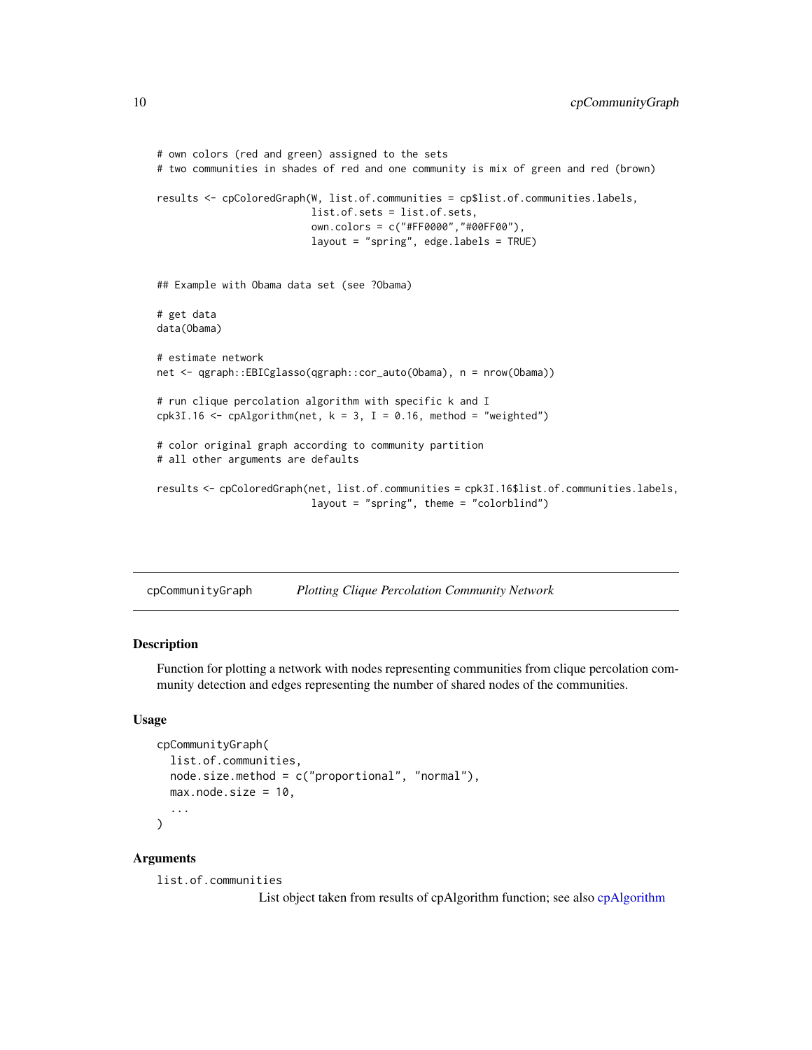```
# own colors (red and green) assigned to the sets
# two communities in shades of red and one community is mix of green and red (brown)

results <- cpColoredGraph(W, list.of.communities = cp$list.of.communities.labels,
                          list.of.sets = list.of.sets,
                          own.colors = c("#FF0000","#00FF00"),
                          layout = "spring", edge.labels = TRUE)


## Example with Obama data set (see ?Obama)

# get data
data(Obama)

# estimate network
net <- qgraph::EBICglasso(qgraph::cor_auto(Obama), n = nrow(Obama))

# run clique percolation algorithm with specific k and I
cpk3I.16 <- cpAlgorithm(net, k = 3, I = 0.16, method = "weighted")

# color original graph according to community partition
# all other arguments are defaults

results <- cpColoredGraph(net, list.of.communities = cpk3I.16$list.of.communities.labels,
                          layout = "spring", theme = "colorblind")
```

## cpCommunityGraph *Plotting Clique Percolation Community Network*

### Description

Function for plotting a network with nodes representing communities from clique percolation community detection and edges representing the number of shared nodes of the communities.

### Usage

```
cpCommunityGraph(
  list.of.communities,
  node.size.method = c("proportional", "normal"),
  max.node.size = 10,
  ...
)
```

### Arguments

`list.of.communities`
: List object taken from results of cpAlgorithm function; see also cpAlgorithm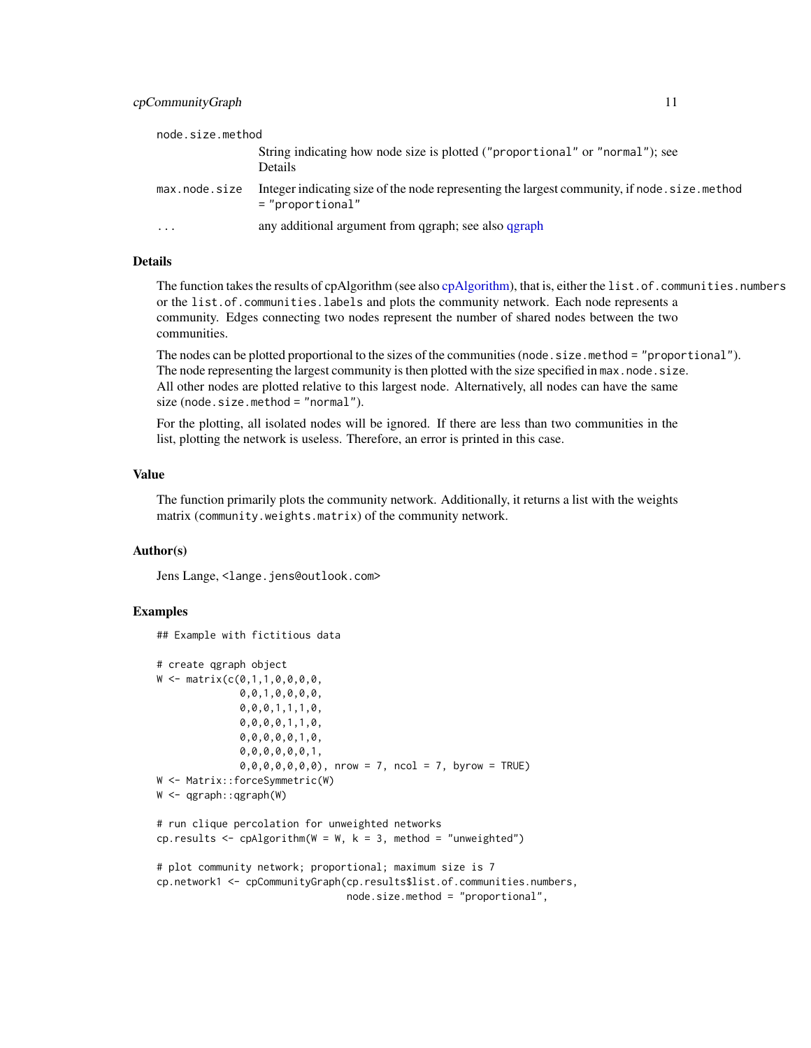node.size.method
: String indicating how node size is plotted ("proportional" or "normal"); see Details

max.node.size
: Integer indicating size of the node representing the largest community, if node.size.method = "proportional"

...
: any additional argument from qgraph; see also qgraph

## Details

The function takes the results of cpAlgorithm (see also cpAlgorithm), that is, either the `list.of.communities.numbers` or the `list.of.communities.labels` and plots the community network. Each node represents a community. Edges connecting two nodes represent the number of shared nodes between the two communities.

The nodes can be plotted proportional to the sizes of the communities (`node.size.method = "proportional"`). The node representing the largest community is then plotted with the size specified in `max.node.size`. All other nodes are plotted relative to this largest node. Alternatively, all nodes can have the same size (`node.size.method = "normal"`).

For the plotting, all isolated nodes will be ignored. If there are less than two communities in the list, plotting the network is useless. Therefore, an error is printed in this case.

## Value

The function primarily plots the community network. Additionally, it returns a list with the weights matrix (`community.weights.matrix`) of the community network.

## Author(s)

Jens Lange, <lange.jens@outlook.com>

## Examples

```
## Example with fictitious data

# create qgraph object
W <- matrix(c(0,1,1,0,0,0,0,
              0,0,1,0,0,0,0,
              0,0,0,1,1,1,0,
              0,0,0,0,1,1,0,
              0,0,0,0,0,1,0,
              0,0,0,0,0,0,1,
              0,0,0,0,0,0,0), nrow = 7, ncol = 7, byrow = TRUE)
W <- Matrix::forceSymmetric(W)
W <- qgraph::qgraph(W)

# run clique percolation for unweighted networks
cp.results <- cpAlgorithm(W = W, k = 3, method = "unweighted")

# plot community network; proportional; maximum size is 7
cp.network1 <- cpCommunityGraph(cp.results$list.of.communities.numbers,
                                node.size.method = "proportional",
```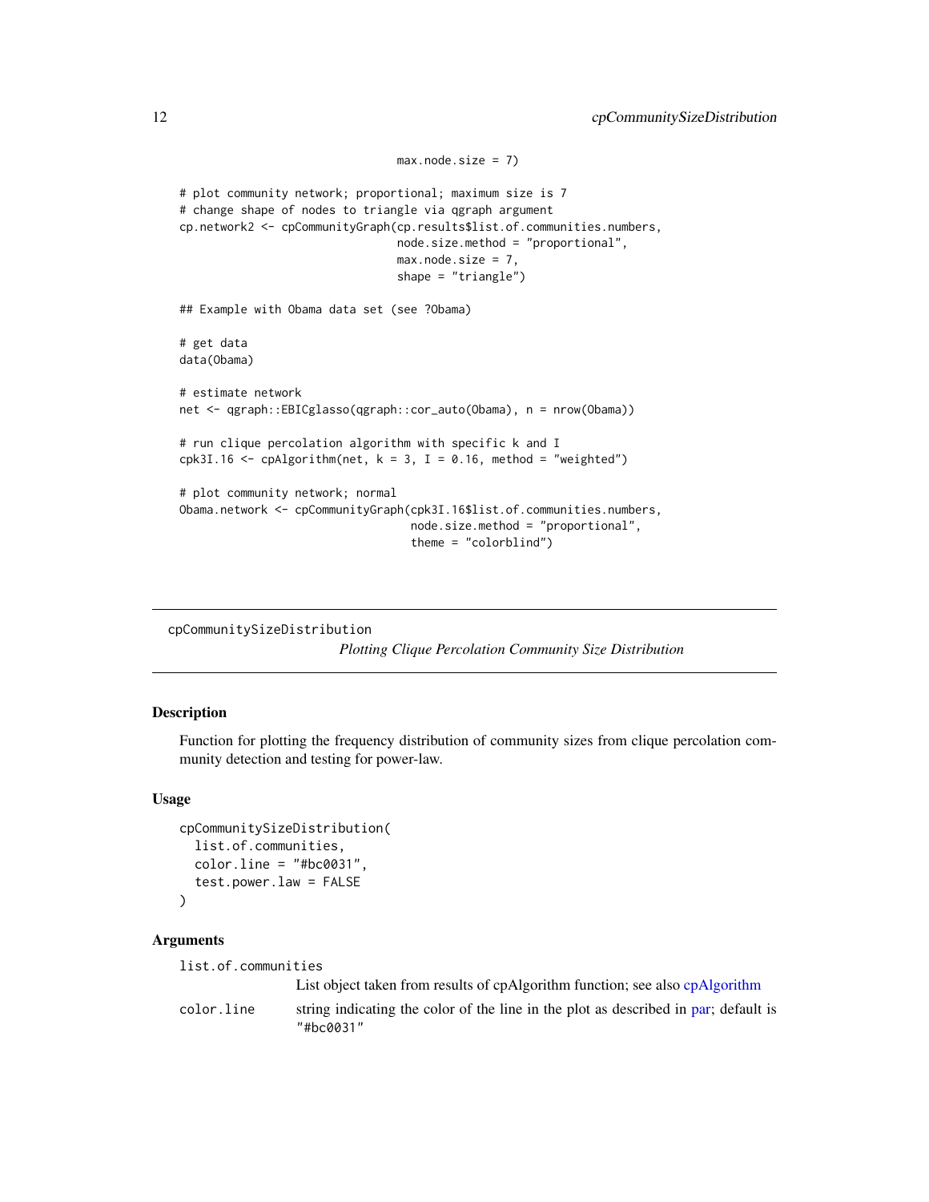```
                                max.node.size = 7)

# plot community network; proportional; maximum size is 7
# change shape of nodes to triangle via qgraph argument
cp.network2 <- cpCommunityGraph(cp.results$list.of.communities.numbers,
                                node.size.method = "proportional",
                                max.node.size = 7,
                                shape = "triangle")

## Example with Obama data set (see ?Obama)

# get data
data(Obama)

# estimate network
net <- qgraph::EBICglasso(qgraph::cor_auto(Obama), n = nrow(Obama))

# run clique percolation algorithm with specific k and I
cpk3I.16 <- cpAlgorithm(net, k = 3, I = 0.16, method = "weighted")

# plot community network; normal
Obama.network <- cpCommunityGraph(cpk3I.16$list.of.communities.numbers,
                                  node.size.method = "proportional",
                                  theme = "colorblind")
```

---

## cpCommunitySizeDistribution

*Plotting Clique Percolation Community Size Distribution*

---

### Description

Function for plotting the frequency distribution of community sizes from clique percolation community detection and testing for power-law.

### Usage

```
cpCommunitySizeDistribution(
  list.of.communities,
  color.line = "#bc0031",
  test.power.law = FALSE
)
```

### Arguments

| | |
|---|---|
| `list.of.communities` | List object taken from results of cpAlgorithm function; see also cpAlgorithm |
| `color.line` | string indicating the color of the line in the plot as described in par; default is `"#bc0031"` |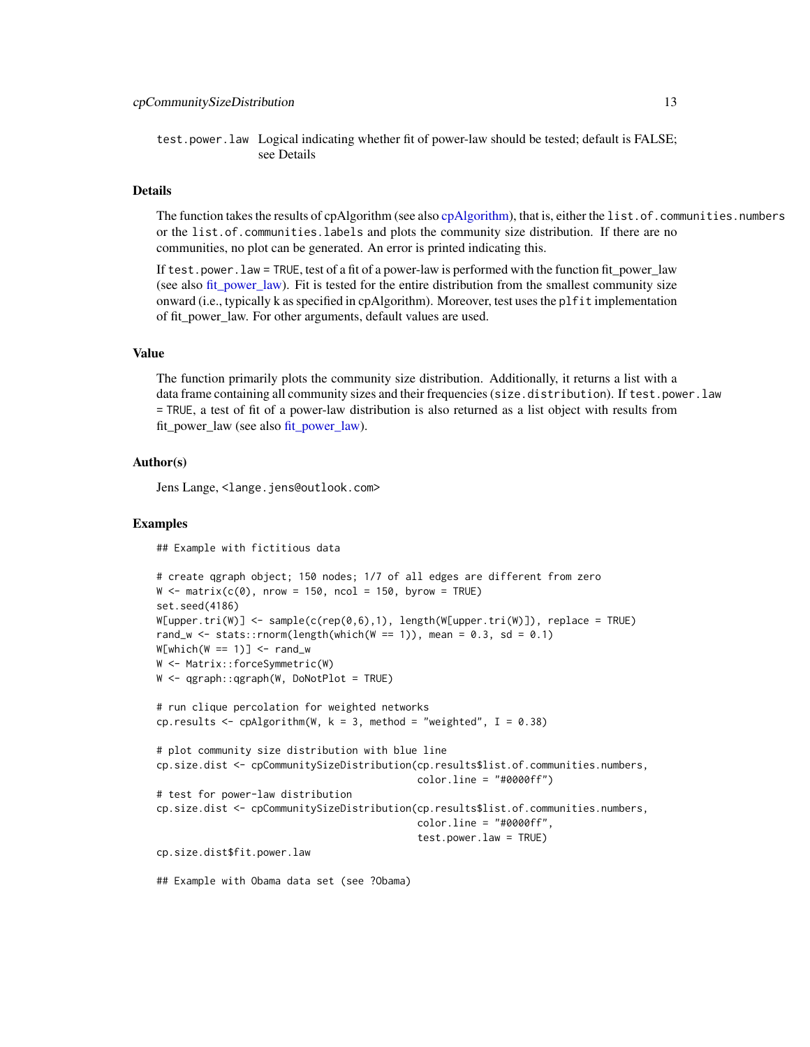test.power.law Logical indicating whether fit of power-law should be tested; default is FALSE; see Details

### Details

The function takes the results of cpAlgorithm (see also cpAlgorithm), that is, either the `list.of.communities.numbers` or the `list.of.communities.labels` and plots the community size distribution. If there are no communities, no plot can be generated. An error is printed indicating this.

If `test.power.law` = TRUE, test of a fit of a power-law is performed with the function fit_power_law (see also fit_power_law). Fit is tested for the entire distribution from the smallest community size onward (i.e., typically k as specified in cpAlgorithm). Moreover, test uses the `plfit` implementation of fit_power_law. For other arguments, default values are used.

### Value

The function primarily plots the community size distribution. Additionally, it returns a list with a data frame containing all community sizes and their frequencies (`size.distribution`). If `test.power.law` = TRUE, a test of fit of a power-law distribution is also returned as a list object with results from fit_power_law (see also fit_power_law).

### Author(s)

Jens Lange, <lange.jens@outlook.com>

### Examples

```
## Example with fictitious data

# create qgraph object; 150 nodes; 1/7 of all edges are different from zero
W <- matrix(c(0), nrow = 150, ncol = 150, byrow = TRUE)
set.seed(4186)
W[upper.tri(W)] <- sample(c(rep(0,6),1), length(W[upper.tri(W)]), replace = TRUE)
rand_w <- stats::rnorm(length(which(W == 1)), mean = 0.3, sd = 0.1)
W[which(W == 1)] <- rand_w
W <- Matrix::forceSymmetric(W)
W <- qgraph::qgraph(W, DoNotPlot = TRUE)

# run clique percolation for weighted networks
cp.results <- cpAlgorithm(W, k = 3, method = "weighted", I = 0.38)

# plot community size distribution with blue line
cp.size.dist <- cpCommunitySizeDistribution(cp.results$list.of.communities.numbers,
                                            color.line = "#0000ff")
# test for power-law distribution
cp.size.dist <- cpCommunitySizeDistribution(cp.results$list.of.communities.numbers,
                                            color.line = "#0000ff",
                                            test.power.law = TRUE)
cp.size.dist$fit.power.law

## Example with Obama data set (see ?Obama)
```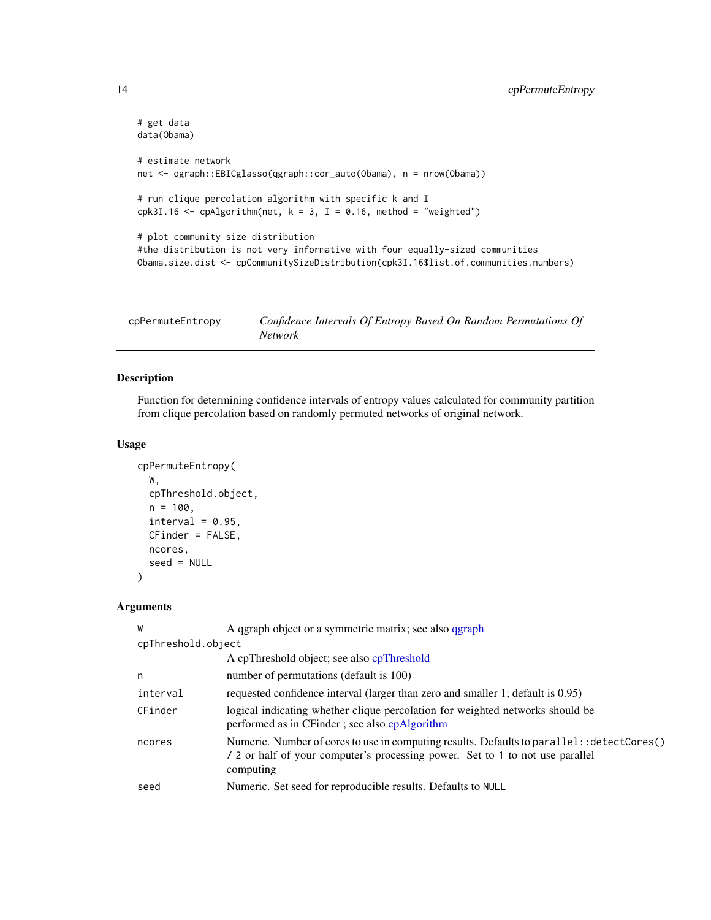```
# get data
data(Obama)

# estimate network
net <- qgraph::EBICglasso(qgraph::cor_auto(Obama), n = nrow(Obama))

# run clique percolation algorithm with specific k and I
cpk3I.16 <- cpAlgorithm(net, k = 3, I = 0.16, method = "weighted")

# plot community size distribution
#the distribution is not very informative with four equally-sized communities
Obama.size.dist <- cpCommunitySizeDistribution(cpk3I.16$list.of.communities.numbers)
```

---

## cpPermuteEntropy — *Confidence Intervals Of Entropy Based On Random Permutations Of Network*

---

### Description

Function for determining confidence intervals of entropy values calculated for community partition from clique percolation based on randomly permuted networks of original network.

### Usage

```
cpPermuteEntropy(
  W,
  cpThreshold.object,
  n = 100,
  interval = 0.95,
  CFinder = FALSE,
  ncores,
  seed = NULL
)
```

### Arguments

| | |
|---|---|
| `W` | A qgraph object or a symmetric matrix; see also qgraph |
| `cpThreshold.object` | A cpThreshold object; see also cpThreshold |
| `n` | number of permutations (default is 100) |
| `interval` | requested confidence interval (larger than zero and smaller 1; default is 0.95) |
| `CFinder` | logical indicating whether clique percolation for weighted networks should be performed as in CFinder ; see also cpAlgorithm |
| `ncores` | Numeric. Number of cores to use in computing results. Defaults to `parallel::detectCores() / 2` or half of your computer's processing power. Set to `1` to not use parallel computing |
| `seed` | Numeric. Set seed for reproducible results. Defaults to `NULL` |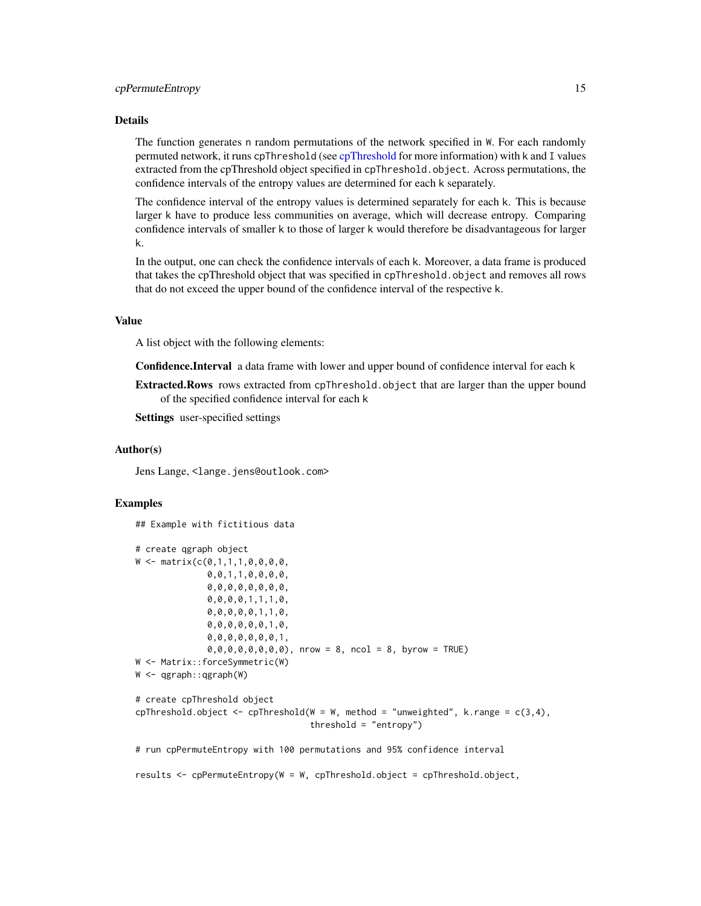## Details

The function generates `n` random permutations of the network specified in `W`. For each randomly permuted network, it runs `cpThreshold` (see cpThreshold for more information) with `k` and `I` values extracted from the cpThreshold object specified in `cpThreshold.object`. Across permutations, the confidence intervals of the entropy values are determined for each k separately.

The confidence interval of the entropy values is determined separately for each `k`. This is because larger `k` have to produce less communities on average, which will decrease entropy. Comparing confidence intervals of smaller `k` to those of larger `k` would therefore be disadvantageous for larger `k`.

In the output, one can check the confidence intervals of each `k`. Moreover, a data frame is produced that takes the cpThreshold object that was specified in `cpThreshold.object` and removes all rows that do not exceed the upper bound of the confidence interval of the respective `k`.

## Value

A list object with the following elements:

**Confidence.Interval** a data frame with lower and upper bound of confidence interval for each `k`

**Extracted.Rows** rows extracted from `cpThreshold.object` that are larger than the upper bound of the specified confidence interval for each `k`

**Settings** user-specified settings

## Author(s)

Jens Lange, `<lange.jens@outlook.com>`

## Examples

```
## Example with fictitious data

# create qgraph object
W <- matrix(c(0,1,1,1,0,0,0,0,
              0,0,1,1,0,0,0,0,
              0,0,0,0,0,0,0,0,
              0,0,0,0,1,1,1,0,
              0,0,0,0,0,1,1,0,
              0,0,0,0,0,0,1,0,
              0,0,0,0,0,0,0,1,
              0,0,0,0,0,0,0,0), nrow = 8, ncol = 8, byrow = TRUE)
W <- Matrix::forceSymmetric(W)
W <- qgraph::qgraph(W)

# create cpThreshold object
cpThreshold.object <- cpThreshold(W = W, method = "unweighted", k.range = c(3,4),
                                  threshold = "entropy")

# run cpPermuteEntropy with 100 permutations and 95% confidence interval

results <- cpPermuteEntropy(W = W, cpThreshold.object = cpThreshold.object,
```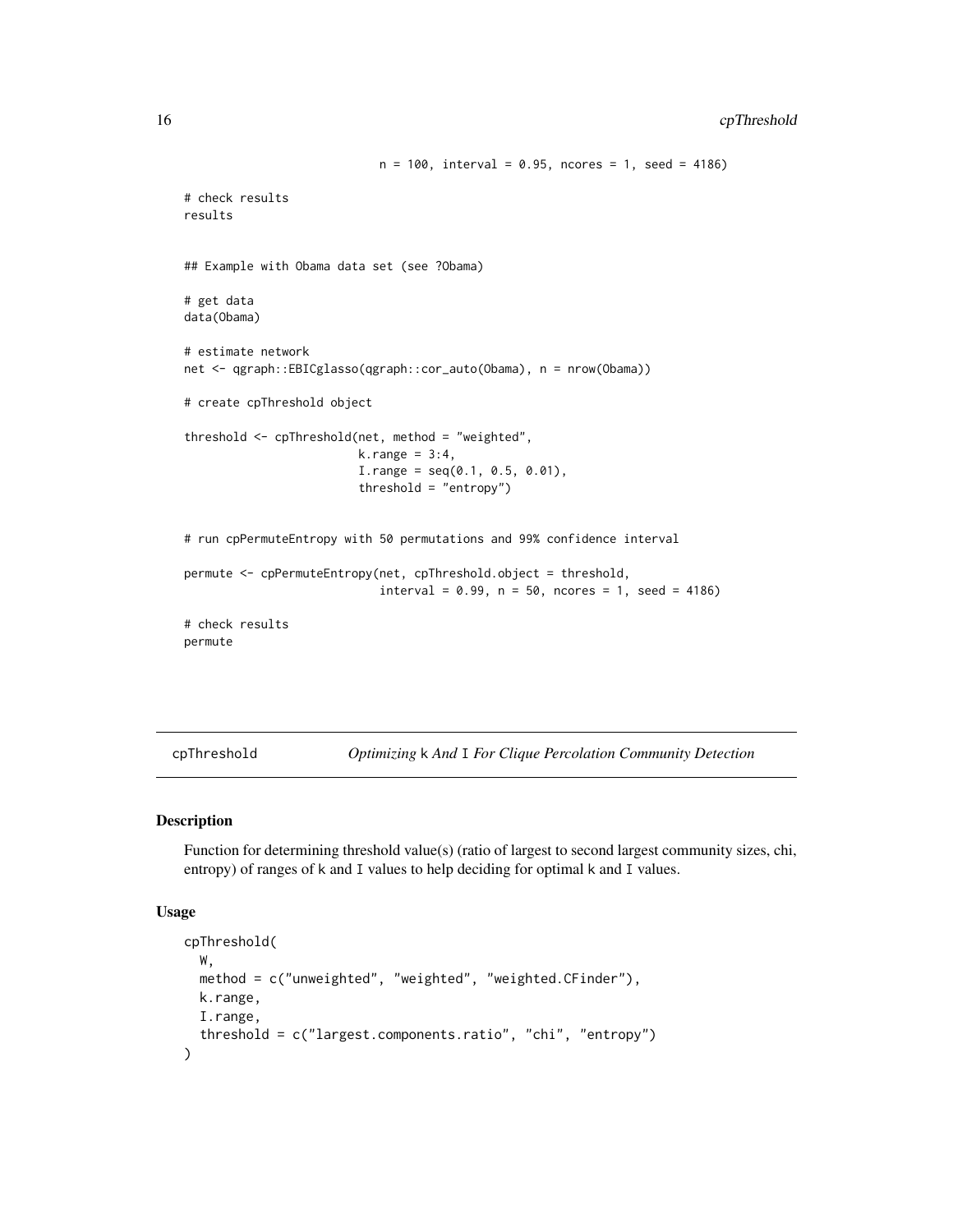```
                          n = 100, interval = 0.95, ncores = 1, seed = 4186)

# check results
results


## Example with Obama data set (see ?Obama)

# get data
data(Obama)

# estimate network
net <- qgraph::EBICglasso(qgraph::cor_auto(Obama), n = nrow(Obama))

# create cpThreshold object

threshold <- cpThreshold(net, method = "weighted",
                         k.range = 3:4,
                         I.range = seq(0.1, 0.5, 0.01),
                         threshold = "entropy")


# run cpPermuteEntropy with 50 permutations and 99% confidence interval

permute <- cpPermuteEntropy(net, cpThreshold.object = threshold,
                            interval = 0.99, n = 50, ncores = 1, seed = 4186)

# check results
permute
```

## cpThreshold — *Optimizing* k *And* I *For Clique Percolation Community Detection*

### Description

Function for determining threshold value(s) (ratio of largest to second largest community sizes, chi, entropy) of ranges of k and I values to help deciding for optimal k and I values.

### Usage

```
cpThreshold(
  W,
  method = c("unweighted", "weighted", "weighted.CFinder"),
  k.range,
  I.range,
  threshold = c("largest.components.ratio", "chi", "entropy")
)
```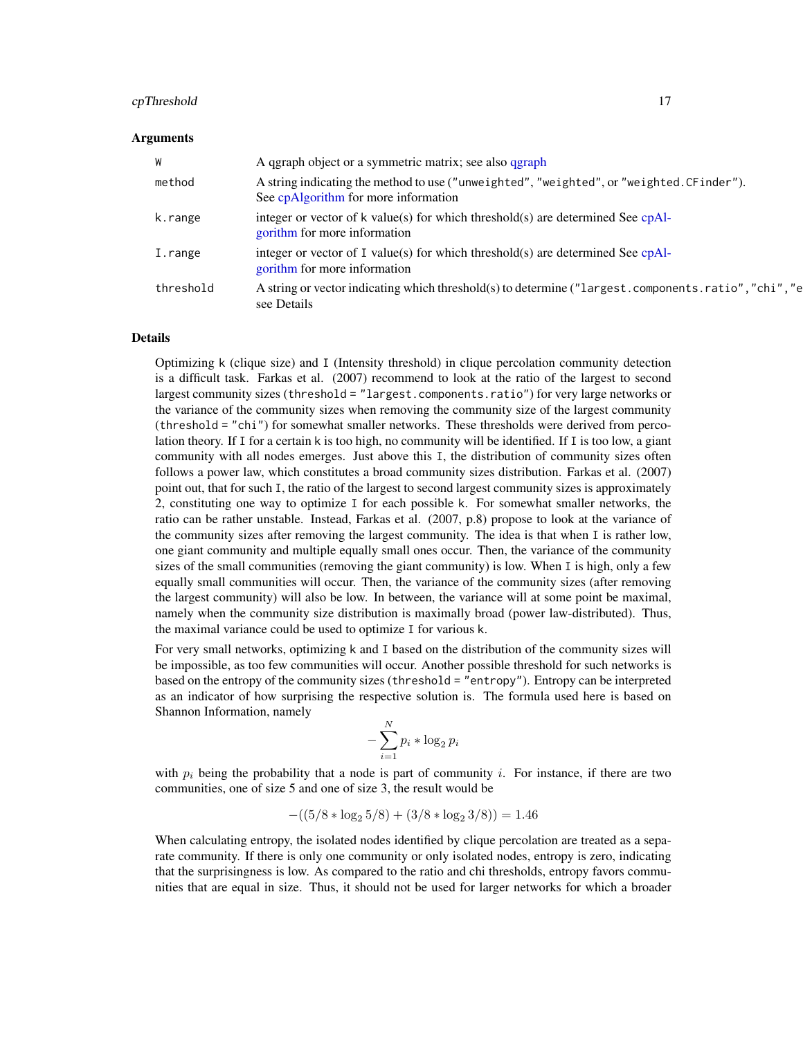### Arguments

| | |
|---|---|
| W | A qgraph object or a symmetric matrix; see also qgraph |
| method | A string indicating the method to use ("unweighted", "weighted", or "weighted.CFinder"). See cpAlgorithm for more information |
| k.range | integer or vector of k value(s) for which threshold(s) are determined See cpAlgorithm for more information |
| I.range | integer or vector of I value(s) for which threshold(s) are determined See cpAlgorithm for more information |
| threshold | A string or vector indicating which threshold(s) to determine ("largest.components.ratio","chi","e see Details |

### Details

Optimizing k (clique size) and I (Intensity threshold) in clique percolation community detection is a difficult task. Farkas et al. (2007) recommend to look at the ratio of the largest to second largest community sizes (threshold = "largest.components.ratio") for very large networks or the variance of the community sizes when removing the community size of the largest community (threshold = "chi") for somewhat smaller networks. These thresholds were derived from percolation theory. If I for a certain k is too high, no community will be identified. If I is too low, a giant community with all nodes emerges. Just above this I, the distribution of community sizes often follows a power law, which constitutes a broad community sizes distribution. Farkas et al. (2007) point out, that for such I, the ratio of the largest to second largest community sizes is approximately 2, constituting one way to optimize I for each possible k. For somewhat smaller networks, the ratio can be rather unstable. Instead, Farkas et al. (2007, p.8) propose to look at the variance of the community sizes after removing the largest community. The idea is that when I is rather low, one giant community and multiple equally small ones occur. Then, the variance of the community sizes of the small communities (removing the giant community) is low. When I is high, only a few equally small communities will occur. Then, the variance of the community sizes (after removing the largest community) will also be low. In between, the variance will at some point be maximal, namely when the community size distribution is maximally broad (power law-distributed). Thus, the maximal variance could be used to optimize I for various k.

For very small networks, optimizing k and I based on the distribution of the community sizes will be impossible, as too few communities will occur. Another possible threshold for such networks is based on the entropy of the community sizes (threshold = "entropy"). Entropy can be interpreted as an indicator of how surprising the respective solution is. The formula used here is based on Shannon Information, namely

$$-\sum_{i=1}^{N} p_i * \log_2 p_i$$

with $p_i$ being the probability that a node is part of community $i$. For instance, if there are two communities, one of size 5 and one of size 3, the result would be

$$-((5/8 * \log_2 5/8) + (3/8 * \log_2 3/8)) = 1.46$$

When calculating entropy, the isolated nodes identified by clique percolation are treated as a separate community. If there is only one community or only isolated nodes, entropy is zero, indicating that the surprisingness is low. As compared to the ratio and chi thresholds, entropy favors communities that are equal in size. Thus, it should not be used for larger networks for which a broader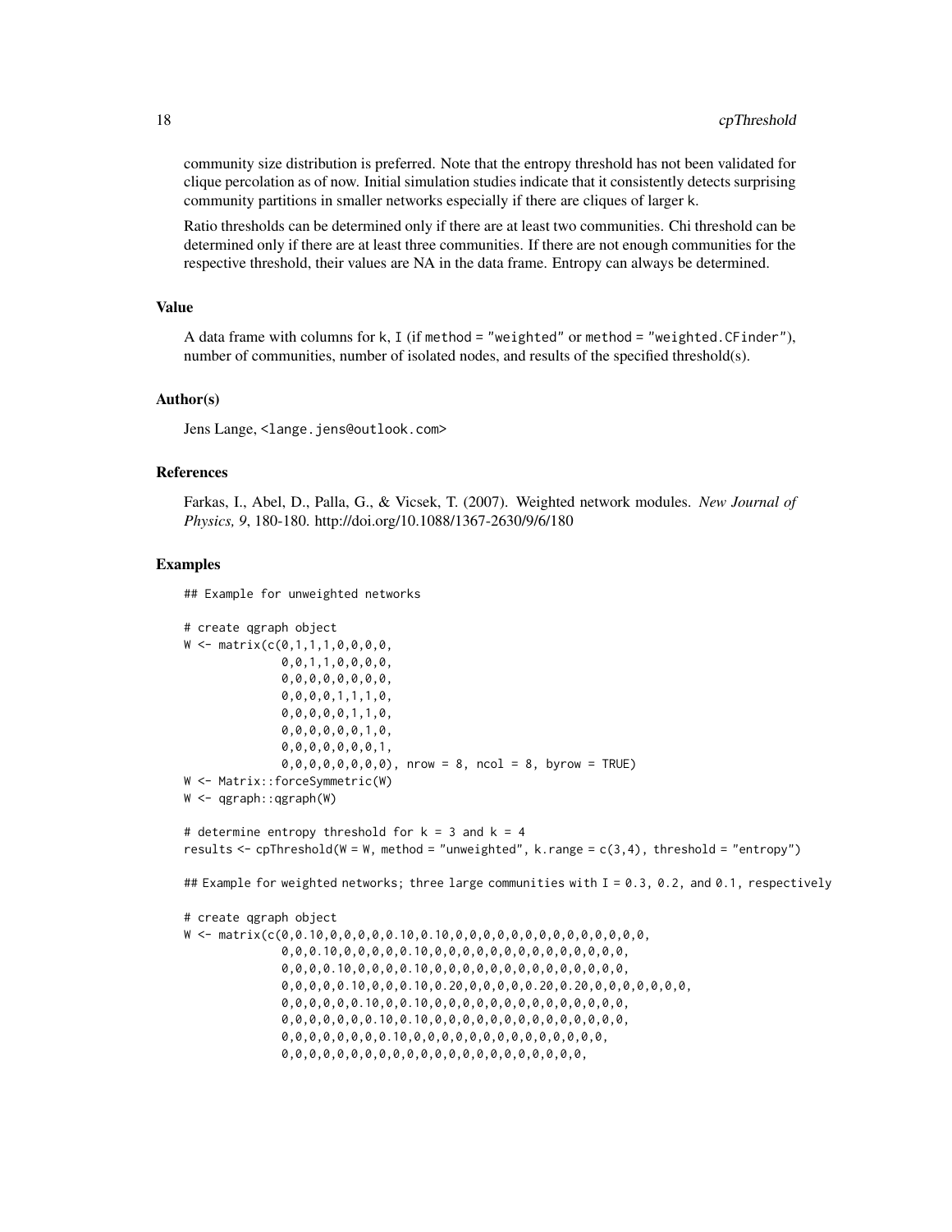community size distribution is preferred. Note that the entropy threshold has not been validated for clique percolation as of now. Initial simulation studies indicate that it consistently detects surprising community partitions in smaller networks especially if there are cliques of larger k.

Ratio thresholds can be determined only if there are at least two communities. Chi threshold can be determined only if there are at least three communities. If there are not enough communities for the respective threshold, their values are NA in the data frame. Entropy can always be determined.

### Value

A data frame with columns for k, I (if method = "weighted" or method = "weighted.CFinder"), number of communities, number of isolated nodes, and results of the specified threshold(s).

### Author(s)

Jens Lange, <lange.jens@outlook.com>

### References

Farkas, I., Abel, D., Palla, G., & Vicsek, T. (2007). Weighted network modules. *New Journal of Physics, 9*, 180-180. http://doi.org/10.1088/1367-2630/9/6/180

### Examples

```
## Example for unweighted networks

# create qgraph object
W <- matrix(c(0,1,1,1,0,0,0,0,
              0,0,1,1,0,0,0,0,
              0,0,0,0,0,0,0,0,
              0,0,0,0,1,1,1,0,
              0,0,0,0,0,1,1,0,
              0,0,0,0,0,0,1,0,
              0,0,0,0,0,0,0,1,
              0,0,0,0,0,0,0,0), nrow = 8, ncol = 8, byrow = TRUE)
W <- Matrix::forceSymmetric(W)
W <- qgraph::qgraph(W)

# determine entropy threshold for k = 3 and k = 4
results <- cpThreshold(W = W, method = "unweighted", k.range = c(3,4), threshold = "entropy")

## Example for weighted networks; three large communities with I = 0.3, 0.2, and 0.1, respectively

# create qgraph object
W <- matrix(c(0,0.10,0,0,0,0,0.10,0.10,0,0,0,0,0,0,0,0,0,0,0,0,0,0,0,0,
              0,0,0.10,0,0,0,0,0.10,0,0,0,0,0,0,0,0,0,0,0,0,0,0,0,0,
              0,0,0,0.10,0,0,0,0.10,0,0,0,0,0,0,0,0,0,0,0,0,0,0,0,0,
              0,0,0,0,0.10,0,0,0.10,0.20,0,0,0,0,0,0.20,0.20,0,0,0,0,0,0,0,0,
              0,0,0,0,0,0.10,0,0.10,0,0,0,0,0,0,0,0,0,0,0,0,0,0,0,0,
              0,0,0,0,0,0,0.10,0.10,0,0,0,0,0,0,0,0,0,0,0,0,0,0,0,0,
              0,0,0,0,0,0,0,0.10,0,0,0,0,0,0,0,0,0,0,0,0,0,0,0,0,
              0,0,0,0,0,0,0,0,0,0,0,0,0,0,0,0,0,0,0,0,0,0,0,0,
```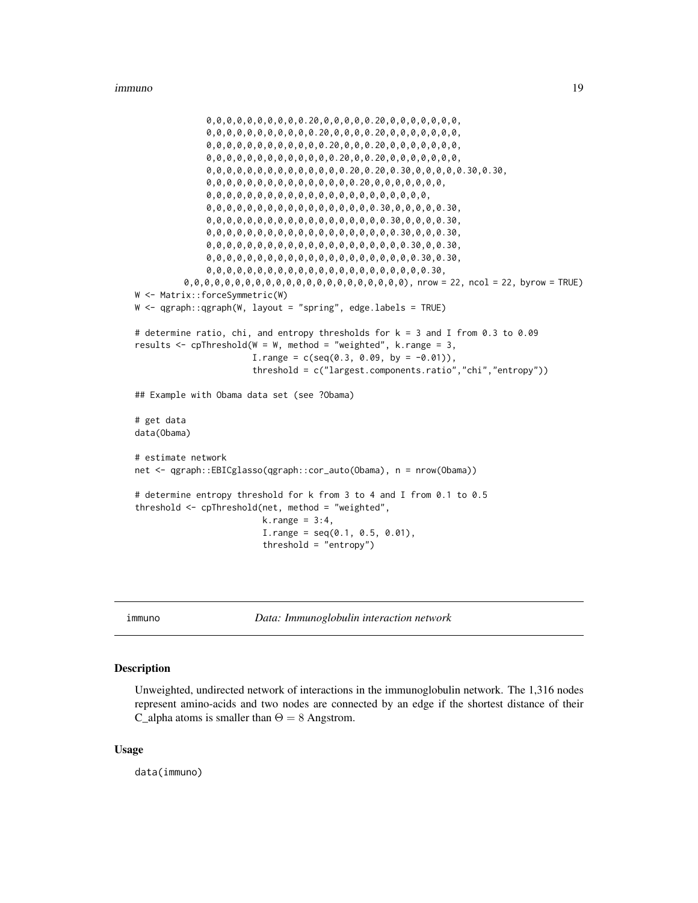```
              0,0,0,0,0,0,0,0,0,0,0.20,0,0,0,0,0.20,0,0,0,0,0,0,0,
              0,0,0,0,0,0,0,0,0,0,0,0.20,0,0,0,0,0.20,0,0,0,0,0,0,0,
              0,0,0,0,0,0,0,0,0,0,0,0,0.20,0,0,0,0.20,0,0,0,0,0,0,0,
              0,0,0,0,0,0,0,0,0,0,0,0,0,0.20,0,0,0.20,0,0,0,0,0,0,0,
              0,0,0,0,0,0,0,0,0,0,0,0,0,0,0.20,0.20,0.30,0,0,0,0,0.30,0.30,
              0,0,0,0,0,0,0,0,0,0,0,0,0,0,0,0.20,0,0,0,0,0,0,0,
              0,0,0,0,0,0,0,0,0,0,0,0,0,0,0,0,0,0,0,0,0,0,0,
              0,0,0,0,0,0,0,0,0,0,0,0,0,0,0,0,0,0.30,0,0,0,0,0.30,
              0,0,0,0,0,0,0,0,0,0,0,0,0,0,0,0,0,0,0.30,0,0,0,0.30,
              0,0,0,0,0,0,0,0,0,0,0,0,0,0,0,0,0,0,0,0.30,0,0,0.30,
              0,0,0,0,0,0,0,0,0,0,0,0,0,0,0,0,0,0,0,0,0.30,0,0.30,
              0,0,0,0,0,0,0,0,0,0,0,0,0,0,0,0,0,0,0,0,0,0.30,0.30,
              0,0,0,0,0,0,0,0,0,0,0,0,0,0,0,0,0,0,0,0,0,0,0.30,
          0,0,0,0,0,0,0,0,0,0,0,0,0,0,0,0,0,0,0,0,0,0,0), nrow = 22, ncol = 22, byrow = TRUE)
W <- Matrix::forceSymmetric(W)
W <- qgraph::qgraph(W, layout = "spring", edge.labels = TRUE)

# determine ratio, chi, and entropy thresholds for k = 3 and I from 0.3 to 0.09
results <- cpThreshold(W = W, method = "weighted", k.range = 3,
                       I.range = c(seq(0.3, 0.09, by = -0.01)),
                       threshold = c("largest.components.ratio","chi","entropy"))

## Example with Obama data set (see ?Obama)

# get data
data(Obama)

# estimate network
net <- qgraph::EBICglasso(qgraph::cor_auto(Obama), n = nrow(Obama))

# determine entropy threshold for k from 3 to 4 and I from 0.1 to 0.5
threshold <- cpThreshold(net, method = "weighted",
                         k.range = 3:4,
                         I.range = seq(0.1, 0.5, 0.01),
                         threshold = "entropy")
```

---

immuno *Data: Immunoglobulin interaction network*

---

### Description

Unweighted, undirected network of interactions in the immunoglobulin network. The 1,316 nodes represent amino-acids and two nodes are connected by an edge if the shortest distance of their C_alpha atoms is smaller than $\Theta = 8$ Angstrom.

### Usage

```
data(immuno)
```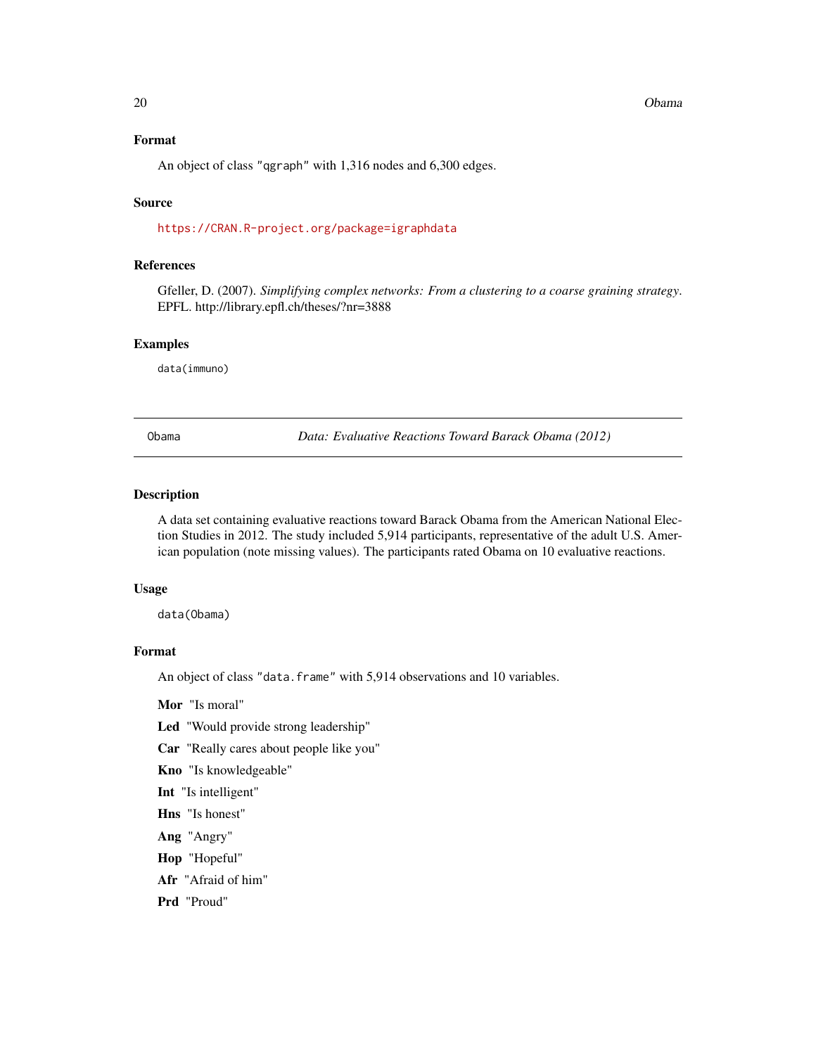### Format

An object of class "qgraph" with 1,316 nodes and 6,300 edges.

### Source

https://CRAN.R-project.org/package=igraphdata

### References

Gfeller, D. (2007). *Simplifying complex networks: From a clustering to a coarse graining strategy*. EPFL. http://library.epfl.ch/theses/?nr=3888

### Examples

```
data(immuno)
```

---

## Obama — *Data: Evaluative Reactions Toward Barack Obama (2012)*

---

### Description

A data set containing evaluative reactions toward Barack Obama from the American National Election Studies in 2012. The study included 5,914 participants, representative of the adult U.S. American population (note missing values). The participants rated Obama on 10 evaluative reactions.

### Usage

```
data(Obama)
```

### Format

An object of class "data.frame" with 5,914 observations and 10 variables.

**Mor** "Is moral"

**Led** "Would provide strong leadership"

**Car** "Really cares about people like you"

**Kno** "Is knowledgeable"

**Int** "Is intelligent"

**Hns** "Is honest"

**Ang** "Angry"

**Hop** "Hopeful"

**Afr** "Afraid of him"

**Prd** "Proud"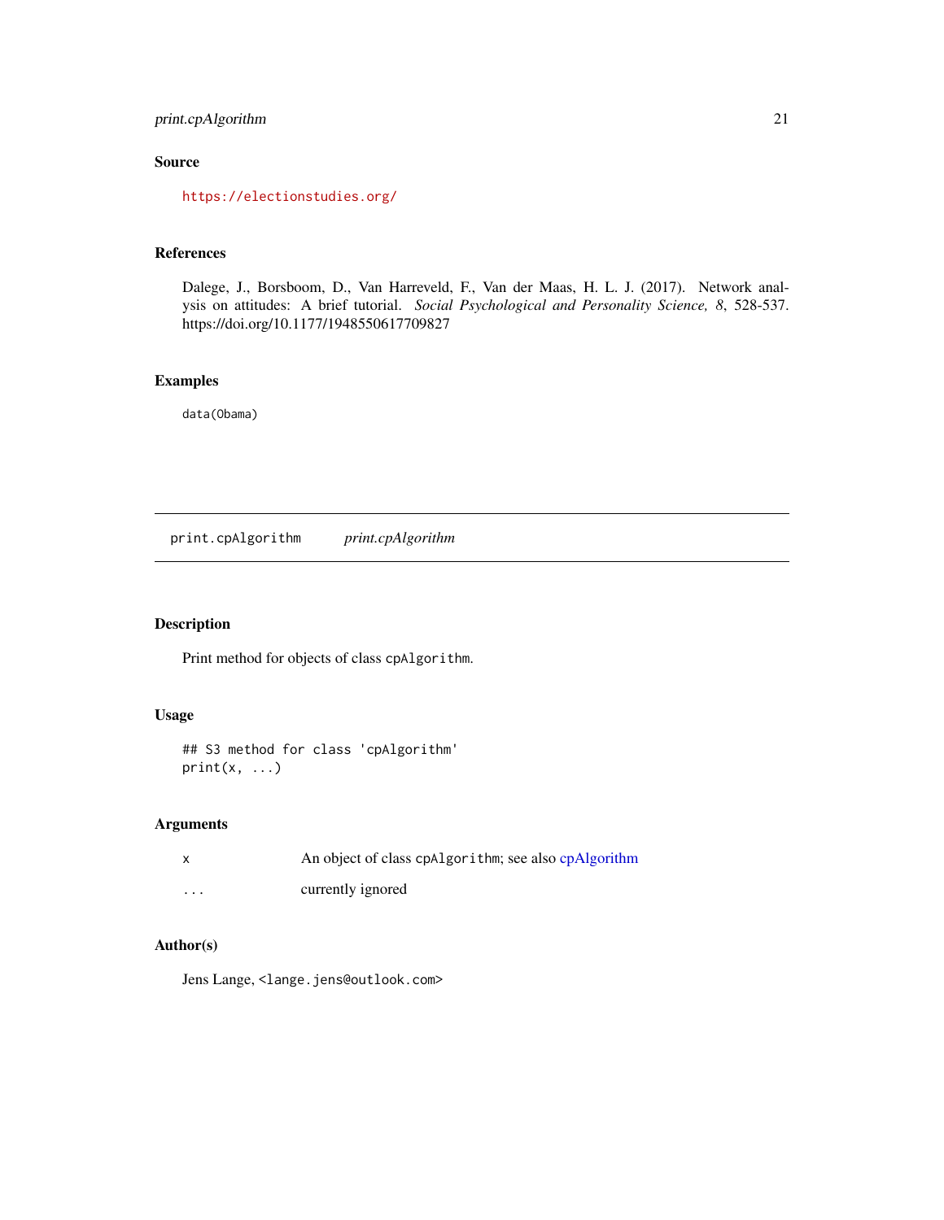## Source

https://electionstudies.org/

## References

Dalege, J., Borsboom, D., Van Harreveld, F., Van der Maas, H. L. J. (2017). Network analysis on attitudes: A brief tutorial. *Social Psychological and Personality Science, 8*, 528-537. https://doi.org/10.1177/1948550617709827

## Examples

```
data(Obama)
```

---

# print.cpAlgorithm *print.cpAlgorithm*

---

## Description

Print method for objects of class `cpAlgorithm`.

## Usage

```
## S3 method for class 'cpAlgorithm'
print(x, ...)
```

## Arguments

| | |
|---|---|
| x | An object of class `cpAlgorithm`; see also cpAlgorithm |
| ... | currently ignored |

## Author(s)

Jens Lange, `<lange.jens@outlook.com>`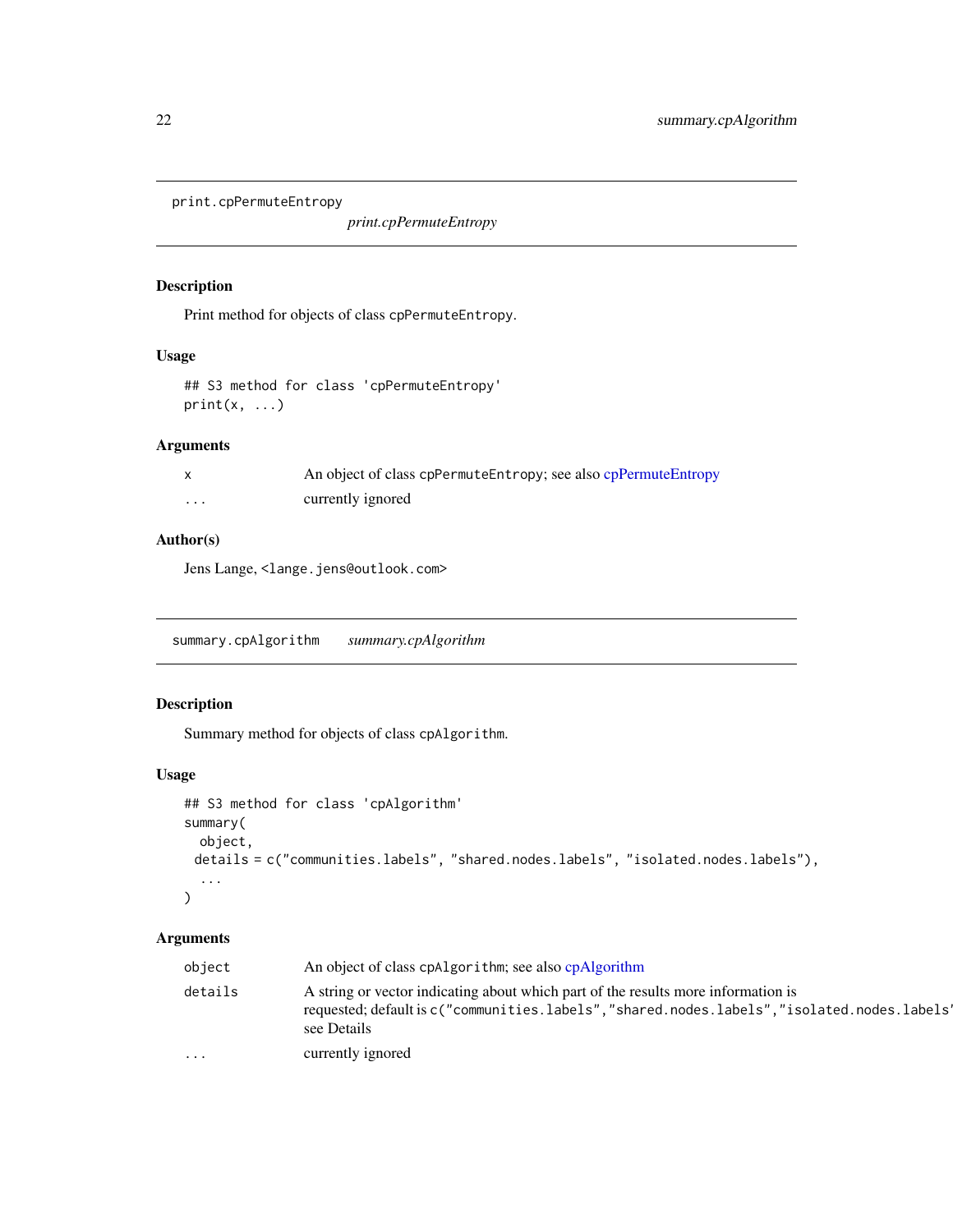## print.cpPermuteEntropy

*print.cpPermuteEntropy*

### Description

Print method for objects of class `cpPermuteEntropy`.

### Usage

```
## S3 method for class 'cpPermuteEntropy'
print(x, ...)
```

### Arguments

| | |
|---|---|
| `x` | An object of class `cpPermuteEntropy`; see also cpPermuteEntropy |
| `...` | currently ignored |

### Author(s)

Jens Lange, <lange.jens@outlook.com>

## summary.cpAlgorithm

*summary.cpAlgorithm*

### Description

Summary method for objects of class `cpAlgorithm`.

### Usage

```
## S3 method for class 'cpAlgorithm'
summary(
  object,
  details = c("communities.labels", "shared.nodes.labels", "isolated.nodes.labels"),
  ...
)
```

### Arguments

| | |
|---|---|
| `object` | An object of class `cpAlgorithm`; see also cpAlgorithm |
| `details` | A string or vector indicating about which part of the results more information is requested; default is `c("communities.labels","shared.nodes.labels","isolated.nodes.labels")`; see Details |
| `...` | currently ignored |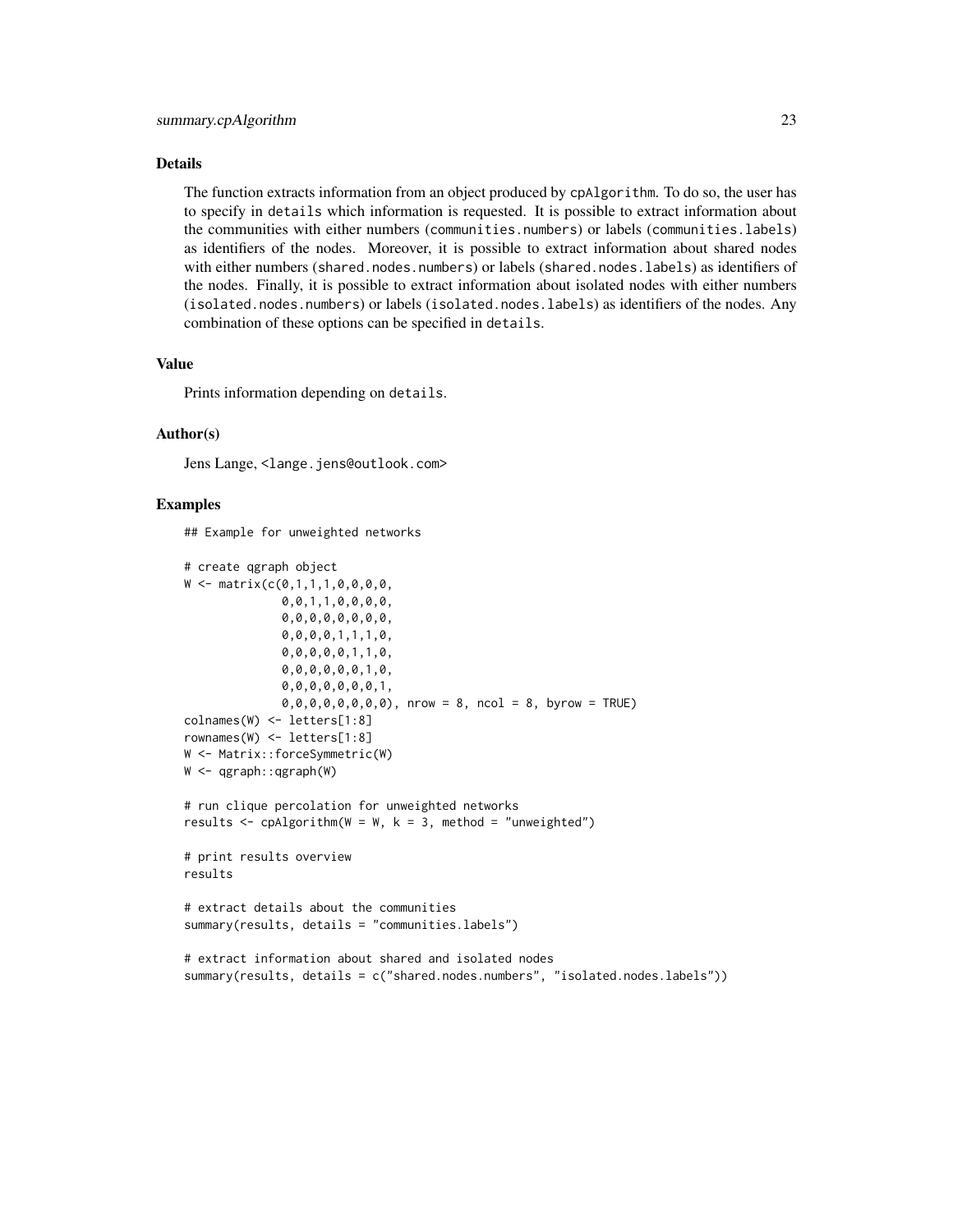### Details

The function extracts information from an object produced by `cpAlgorithm`. To do so, the user has to specify in `details` which information is requested. It is possible to extract information about the communities with either numbers (`communities.numbers`) or labels (`communities.labels`) as identifiers of the nodes. Moreover, it is possible to extract information about shared nodes with either numbers (`shared.nodes.numbers`) or labels (`shared.nodes.labels`) as identifiers of the nodes. Finally, it is possible to extract information about isolated nodes with either numbers (`isolated.nodes.numbers`) or labels (`isolated.nodes.labels`) as identifiers of the nodes. Any combination of these options can be specified in `details`.

### Value

Prints information depending on `details`.

### Author(s)

Jens Lange, <lange.jens@outlook.com>

### Examples

```
## Example for unweighted networks

# create qgraph object
W <- matrix(c(0,1,1,1,0,0,0,0,
              0,0,1,1,0,0,0,0,
              0,0,0,0,0,0,0,0,
              0,0,0,0,1,1,1,0,
              0,0,0,0,0,1,1,0,
              0,0,0,0,0,0,1,0,
              0,0,0,0,0,0,0,1,
              0,0,0,0,0,0,0,0), nrow = 8, ncol = 8, byrow = TRUE)
colnames(W) <- letters[1:8]
rownames(W) <- letters[1:8]
W <- Matrix::forceSymmetric(W)
W <- qgraph::qgraph(W)

# run clique percolation for unweighted networks
results <- cpAlgorithm(W = W, k = 3, method = "unweighted")

# print results overview
results

# extract details about the communities
summary(results, details = "communities.labels")

# extract information about shared and isolated nodes
summary(results, details = c("shared.nodes.numbers", "isolated.nodes.labels"))
```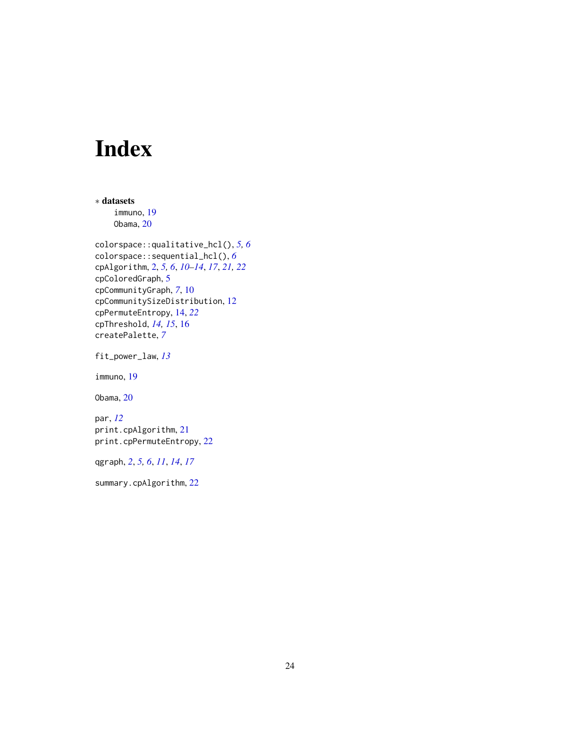# Index

∗ **datasets**
  immuno, 19
  Obama, 20

colorspace::qualitative_hcl(), *5, 6*
colorspace::sequential_hcl(), *6*
cpAlgorithm, 2, *5, 6*, *10–14*, *17*, *21, 22*
cpColoredGraph, 5
cpCommunityGraph, *7*, 10
cpCommunitySizeDistribution, 12
cpPermuteEntropy, 14, *22*
cpThreshold, *14, 15*, 16
createPalette, *7*

fit_power_law, *13*

immuno, 19

Obama, 20

par, *12*
print.cpAlgorithm, 21
print.cpPermuteEntropy, 22

qgraph, *2*, *5, 6*, *11*, *14*, *17*

summary.cpAlgorithm, 22